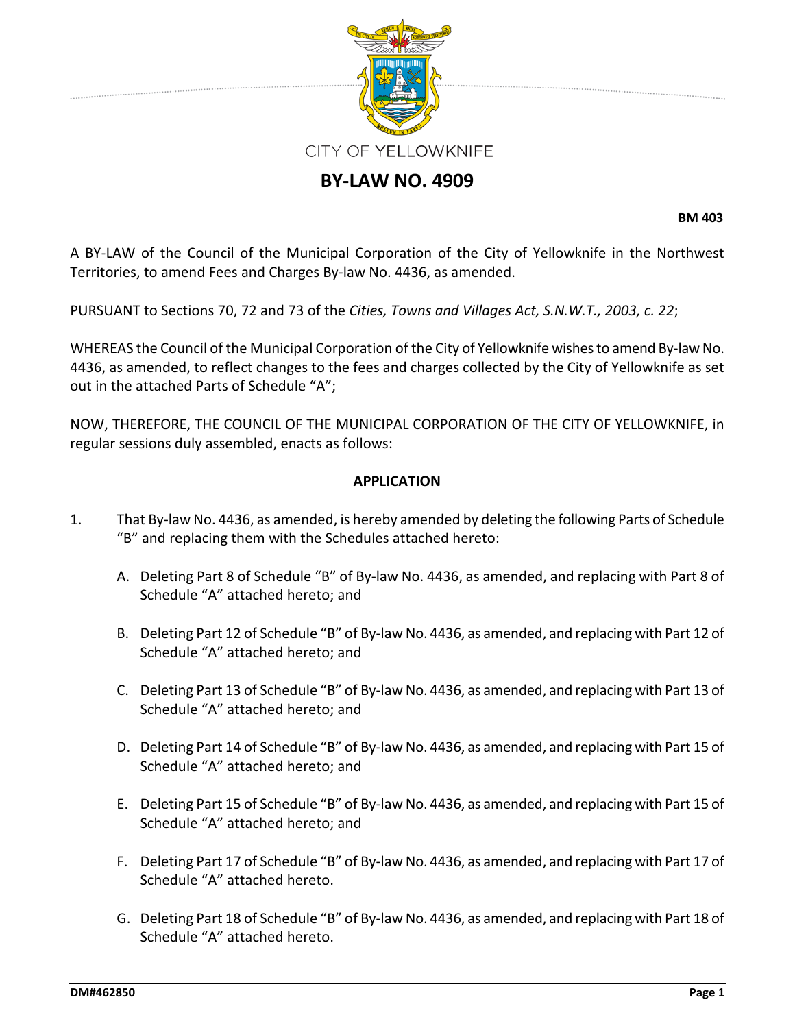CITY OF YELLOWKNIFE

# BY-LAW NO. 4909

**BM 403**

A BY-LAW of the Council of the Municipal Corporation of the City of Yellowknife in the Northwest Territories, to amend Fees and Charges By-law No. 4436, as amended.

PURSUANT to Sections 70, 72 and 73 of the *Cities, Towns and Villages Act, S.N.W.T., 2003, c. 22*;

WHEREAS the Council of the Municipal Corporation of the City of Yellowknife wishes to amend By-law No. 4436, as amended, to reflect changes to the fees and charges collected by the City of Yellowknife as set out in the attached Parts of Schedule "A";

NOW, THEREFORE, THE COUNCIL OF THE MUNICIPAL CORPORATION OF THE CITY OF YELLOWKNIFE, in regular sessions duly assembled, enacts as follows:

## APPLICATION

1. That By-law No. 4436, as amended, is hereby amended by deleting the following Parts of Schedule "B" and replacing them with the Schedules attached hereto:

   A. Deleting Part 8 of Schedule "B" of By-law No. 4436, as amended, and replacing with Part 8 of Schedule "A" attached hereto; and

   B. Deleting Part 12 of Schedule "B" of By-law No. 4436, as amended, and replacing with Part 12 of Schedule "A" attached hereto; and

   C. Deleting Part 13 of Schedule "B" of By-law No. 4436, as amended, and replacing with Part 13 of Schedule "A" attached hereto; and

   D. Deleting Part 14 of Schedule "B" of By-law No. 4436, as amended, and replacing with Part 15 of Schedule "A" attached hereto; and

   E. Deleting Part 15 of Schedule "B" of By-law No. 4436, as amended, and replacing with Part 15 of Schedule "A" attached hereto; and

   F. Deleting Part 17 of Schedule "B" of By-law No. 4436, as amended, and replacing with Part 17 of Schedule "A" attached hereto.

   G. Deleting Part 18 of Schedule "B" of By-law No. 4436, as amended, and replacing with Part 18 of Schedule "A" attached hereto.

DM#462850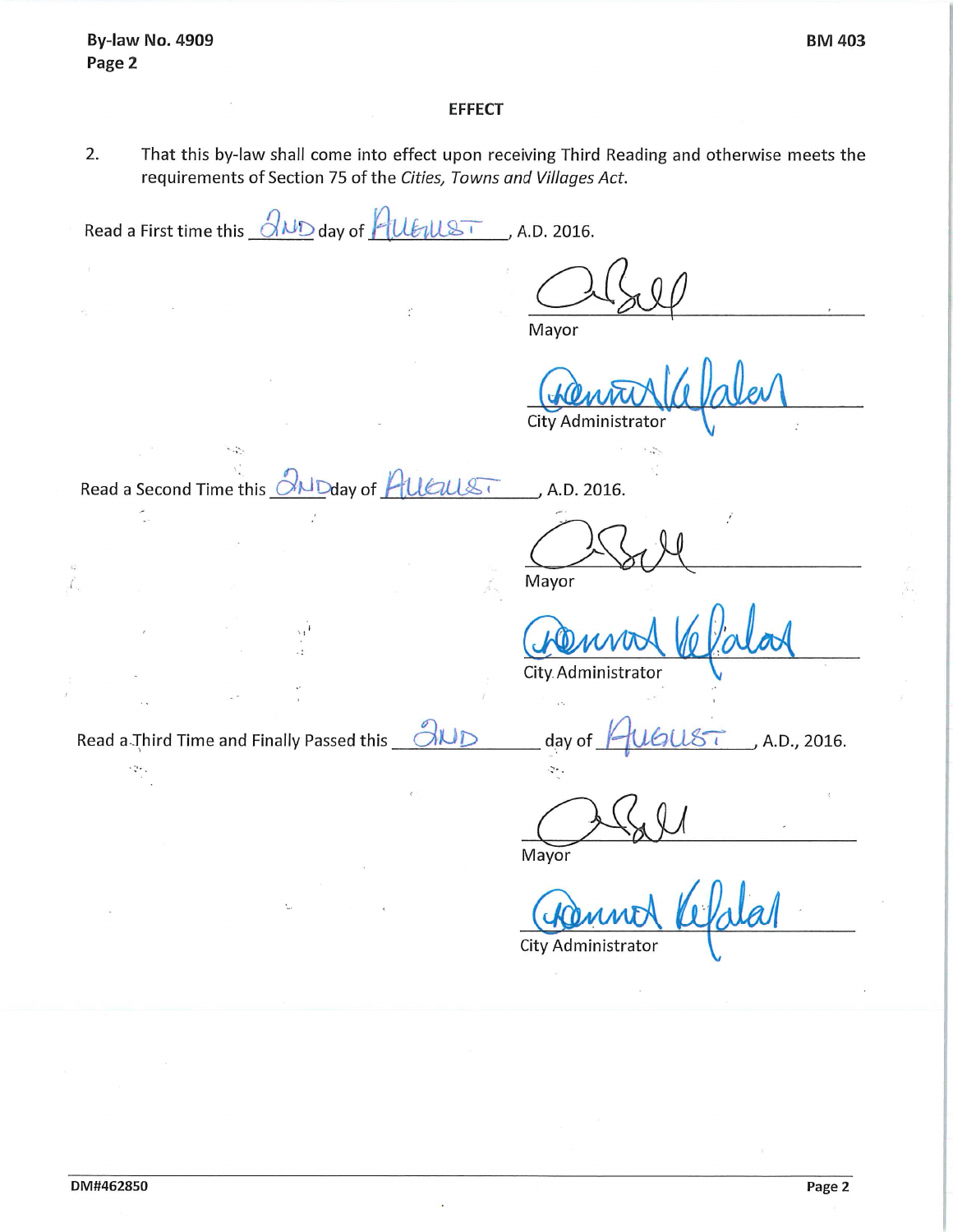## EFFECT

2. That this by-law shall come into effect upon receiving Third Reading and otherwise meets the requirements of Section 75 of the *Cities, Towns and Villages Act*.

Read a First time this 2ND day of AUGUST, A.D. 2016.

Mayor

City Administrator

Read a Second Time this 2ND day of AUGUST, A.D. 2016.

Mayor

City Administrator

Read a Third Time and Finally Passed this 2ND day of AUGUST, A.D., 2016.

Mayor

City Administrator

DM#462850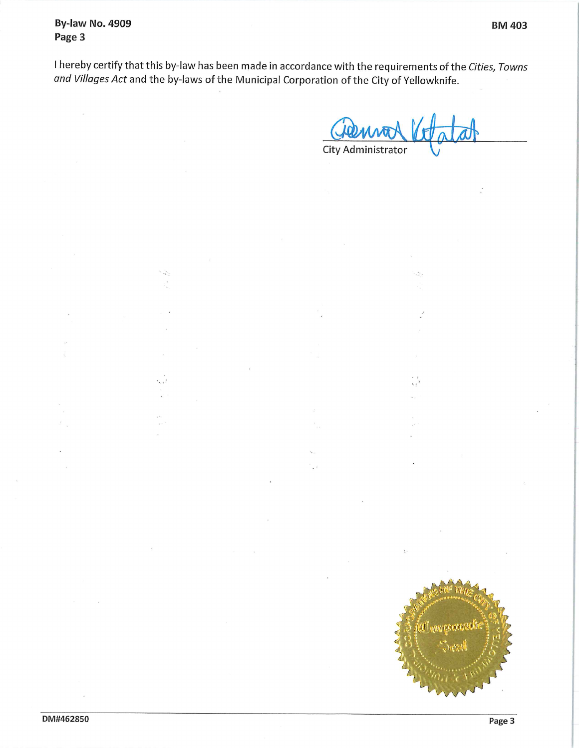By-law No. 4909
Page 3

BM 403

I hereby certify that this by-law has been made in accordance with the requirements of the *Cities, Towns and Villages Act* and the by-laws of the Municipal Corporation of the City of Yellowknife.

City Administrator

DM#462850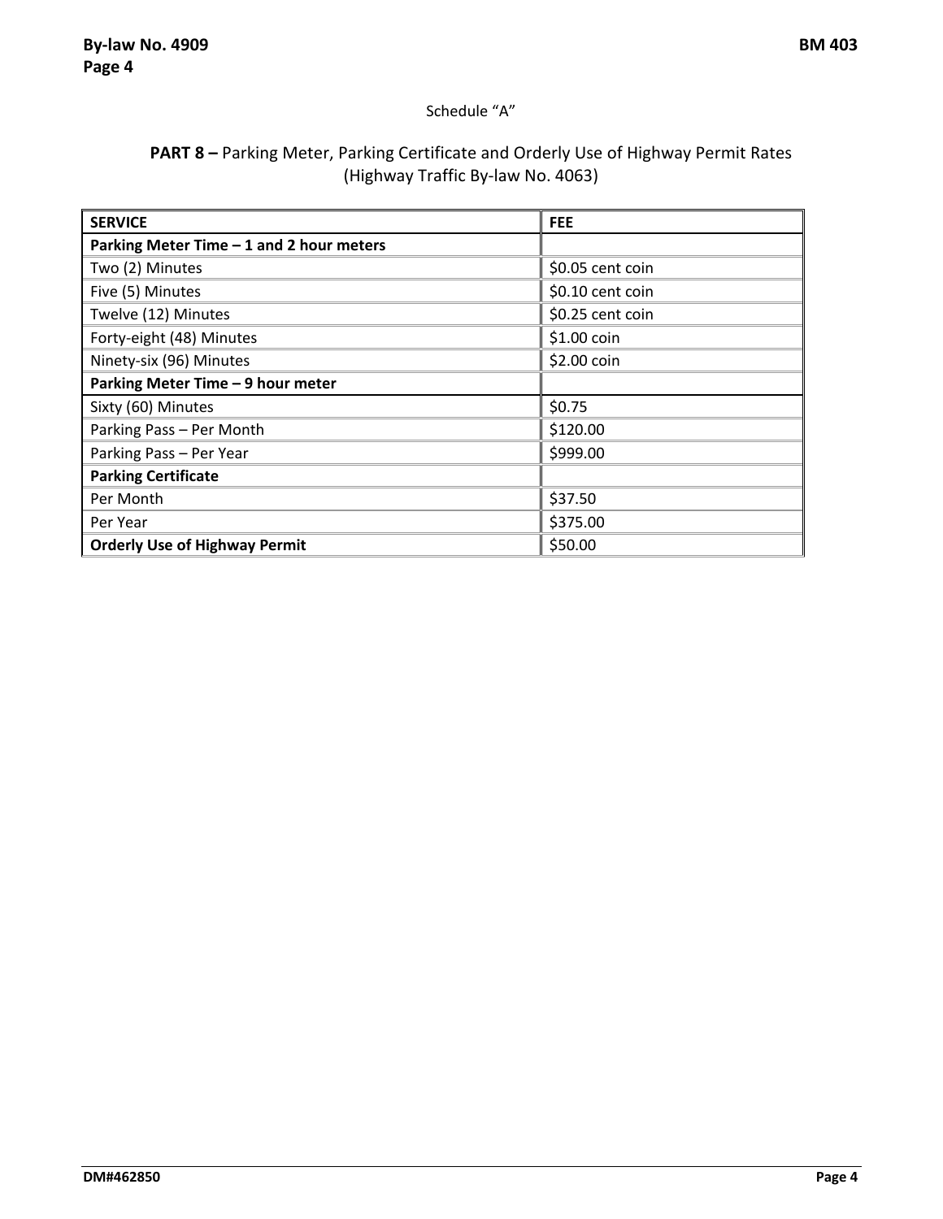Schedule “A”

## **PART 8 –** Parking Meter, Parking Certificate and Orderly Use of Highway Permit Rates (Highway Traffic By-law No. 4063)

| SERVICE | FEE |
|---|---|
| **Parking Meter Time – 1 and 2 hour meters** | |
| Two (2) Minutes | $0.05 cent coin |
| Five (5) Minutes | $0.10 cent coin |
| Twelve (12) Minutes | $0.25 cent coin |
| Forty-eight (48) Minutes | $1.00 coin |
| Ninety-six (96) Minutes | $2.00 coin |
| **Parking Meter Time – 9 hour meter** | |
| Sixty (60) Minutes | $0.75 |
| Parking Pass – Per Month | $120.00 |
| Parking Pass – Per Year | $999.00 |
| **Parking Certificate** | |
| Per Month | $37.50 |
| Per Year | $375.00 |
| **Orderly Use of Highway Permit** | $50.00 |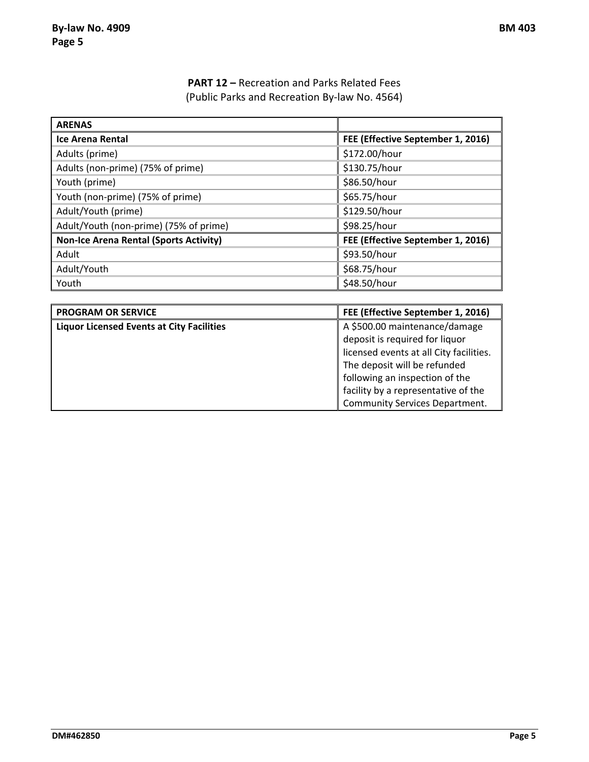**PART 12 –** Recreation and Parks Related Fees
(Public Parks and Recreation By-law No. 4564)

| **ARENAS** | |
|---|---|
| **Ice Arena Rental** | **FEE (Effective September 1, 2016)** |
| Adults (prime) | $172.00/hour |
| Adults (non-prime) (75% of prime) | $130.75/hour |
| Youth (prime) | $86.50/hour |
| Youth (non-prime) (75% of prime) | $65.75/hour |
| Adult/Youth (prime) | $129.50/hour |
| Adult/Youth (non-prime) (75% of prime) | $98.25/hour |
| **Non-Ice Arena Rental (Sports Activity)** | **FEE (Effective September 1, 2016)** |
| Adult | $93.50/hour |
| Adult/Youth | $68.75/hour |
| Youth | $48.50/hour |

| **PROGRAM OR SERVICE** | **FEE (Effective September 1, 2016)** |
|---|---|
| **Liquor Licensed Events at City Facilities** | A $500.00 maintenance/damage deposit is required for liquor licensed events at all City facilities. The deposit will be refunded following an inspection of the facility by a representative of the Community Services Department. |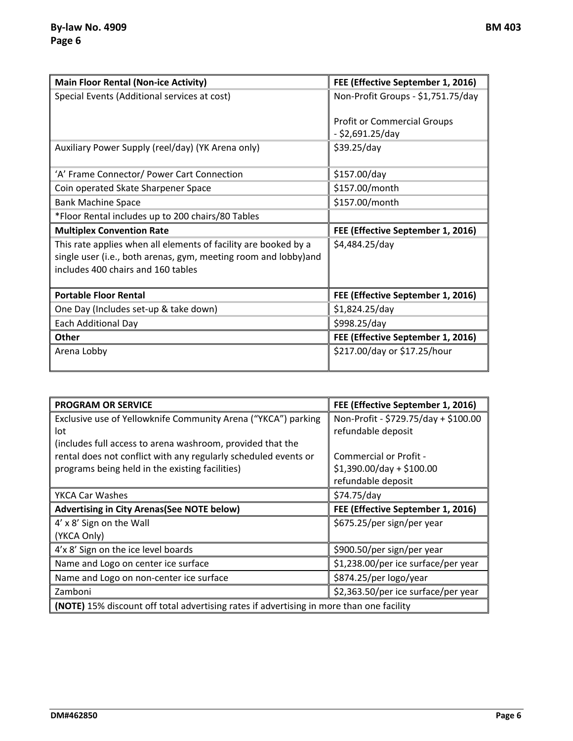| Main Floor Rental (Non-ice Activity) | FEE (Effective September 1, 2016) |
|---|---|
| Special Events (Additional services at cost) | Non-Profit Groups - $1,751.75/day<br><br>Profit or Commercial Groups - $2,691.25/day |
| Auxiliary Power Supply (reel/day) (YK Arena only) | $39.25/day |
| 'A' Frame Connector/ Power Cart Connection | $157.00/day |
| Coin operated Skate Sharpener Space | $157.00/month |
| Bank Machine Space | $157.00/month |
| *Floor Rental includes up to 200 chairs/80 Tables | |
| **Multiplex Convention Rate** | **FEE (Effective September 1, 2016)** |
| This rate applies when all elements of facility are booked by a single user (i.e., both arenas, gym, meeting room and lobby)and includes 400 chairs and 160 tables | $4,484.25/day |
| **Portable Floor Rental** | **FEE (Effective September 1, 2016)** |
| One Day (Includes set-up & take down) | $1,824.25/day |
| Each Additional Day | $998.25/day |
| **Other** | **FEE (Effective September 1, 2016)** |
| Arena Lobby | $217.00/day or $17.25/hour |

| PROGRAM OR SERVICE | FEE (Effective September 1, 2016) |
|---|---|
| Exclusive use of Yellowknife Community Arena ("YKCA") parking lot<br>(includes full access to arena washroom, provided that the rental does not conflict with any regularly scheduled events or programs being held in the existing facilities) | Non-Profit - $729.75/day + $100.00 refundable deposit<br><br>Commercial or Profit - $1,390.00/day + $100.00 refundable deposit |
| YKCA Car Washes | $74.75/day |
| **Advertising in City Arenas(See NOTE below)** | **FEE (Effective September 1, 2016)** |
| 4' x 8' Sign on the Wall (YKCA Only) | $675.25/per sign/per year |
| 4'x 8' Sign on the ice level boards | $900.50/per sign/per year |
| Name and Logo on center ice surface | $1,238.00/per ice surface/per year |
| Name and Logo on non-center ice surface | $874.25/per logo/year |
| Zamboni | $2,363.50/per ice surface/per year |
| **(NOTE)** 15% discount off total advertising rates if advertising in more than one facility | |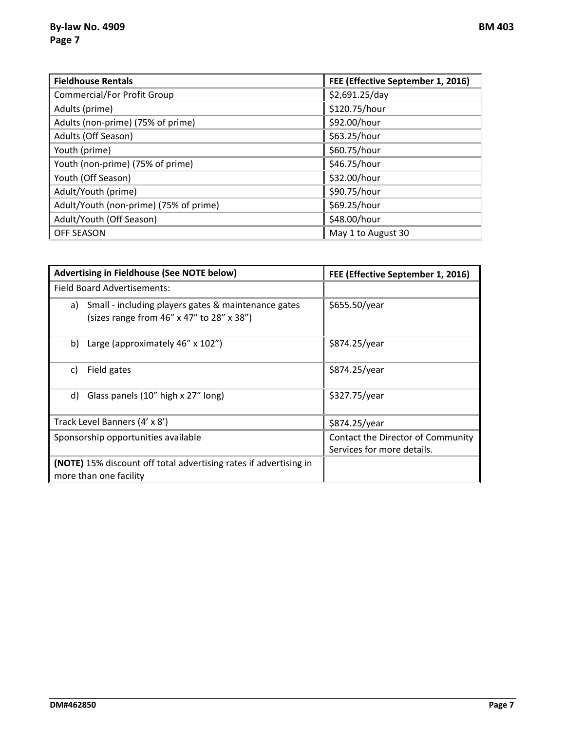| Fieldhouse Rentals | FEE (Effective September 1, 2016) |
|---|---|
| Commercial/For Profit Group | $2,691.25/day |
| Adults (prime) | $120.75/hour |
| Adults (non-prime) (75% of prime) | $92.00/hour |
| Adults (Off Season) | $63.25/hour |
| Youth (prime) | $60.75/hour |
| Youth (non-prime) (75% of prime) | $46.75/hour |
| Youth (Off Season) | $32.00/hour |
| Adult/Youth (prime) | $90.75/hour |
| Adult/Youth (non-prime) (75% of prime) | $69.25/hour |
| Adult/Youth (Off Season) | $48.00/hour |
| OFF SEASON | May 1 to August 30 |

| Advertising in Fieldhouse (See NOTE below) | FEE (Effective September 1, 2016) |
|---|---|
| Field Board Advertisements: | |
| a) Small - including players gates & maintenance gates (sizes range from 46" x 47" to 28" x 38") | $655.50/year |
| b) Large (approximately 46" x 102") | $874.25/year |
| c) Field gates | $874.25/year |
| d) Glass panels (10" high x 27" long) | $327.75/year |
| Track Level Banners (4' x 8') | $874.25/year |
| Sponsorship opportunities available | Contact the Director of Community Services for more details. |
| **(NOTE)** 15% discount off total advertising rates if advertising in more than one facility | |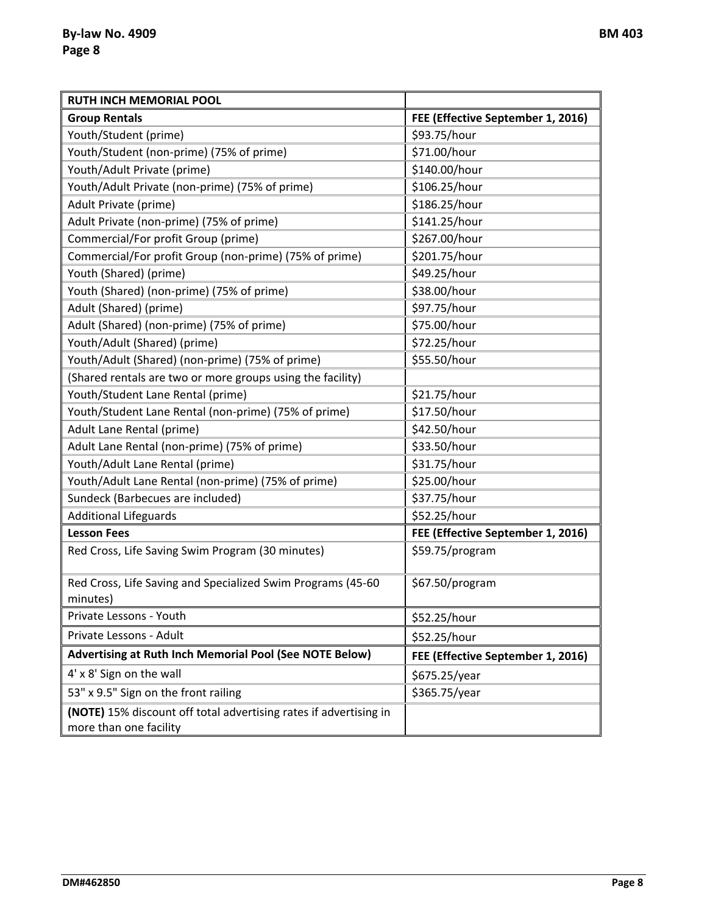| **RUTH INCH MEMORIAL POOL** | |
|---|---|
| **Group Rentals** | **FEE (Effective September 1, 2016)** |
| Youth/Student (prime) | $93.75/hour |
| Youth/Student (non-prime) (75% of prime) | $71.00/hour |
| Youth/Adult Private (prime) | $140.00/hour |
| Youth/Adult Private (non-prime) (75% of prime) | $106.25/hour |
| Adult Private (prime) | $186.25/hour |
| Adult Private (non-prime) (75% of prime) | $141.25/hour |
| Commercial/For profit Group (prime) | $267.00/hour |
| Commercial/For profit Group (non-prime) (75% of prime) | $201.75/hour |
| Youth (Shared) (prime) | $49.25/hour |
| Youth (Shared) (non-prime) (75% of prime) | $38.00/hour |
| Adult (Shared) (prime) | $97.75/hour |
| Adult (Shared) (non-prime) (75% of prime) | $75.00/hour |
| Youth/Adult (Shared) (prime) | $72.25/hour |
| Youth/Adult (Shared) (non-prime) (75% of prime) | $55.50/hour |
| (Shared rentals are two or more groups using the facility) | |
| Youth/Student Lane Rental (prime) | $21.75/hour |
| Youth/Student Lane Rental (non-prime) (75% of prime) | $17.50/hour |
| Adult Lane Rental (prime) | $42.50/hour |
| Adult Lane Rental (non-prime) (75% of prime) | $33.50/hour |
| Youth/Adult Lane Rental (prime) | $31.75/hour |
| Youth/Adult Lane Rental (non-prime) (75% of prime) | $25.00/hour |
| Sundeck (Barbecues are included) | $37.75/hour |
| Additional Lifeguards | $52.25/hour |
| **Lesson Fees** | **FEE (Effective September 1, 2016)** |
| Red Cross, Life Saving Swim Program (30 minutes) | $59.75/program |
| Red Cross, Life Saving and Specialized Swim Programs (45-60 minutes) | $67.50/program |
| Private Lessons - Youth | $52.25/hour |
| Private Lessons - Adult | $52.25/hour |
| **Advertising at Ruth Inch Memorial Pool (See NOTE Below)** | **FEE (Effective September 1, 2016)** |
| 4' x 8' Sign on the wall | $675.25/year |
| 53" x 9.5" Sign on the front railing | $365.75/year |
| **(NOTE)** 15% discount off total advertising rates if advertising in more than one facility | |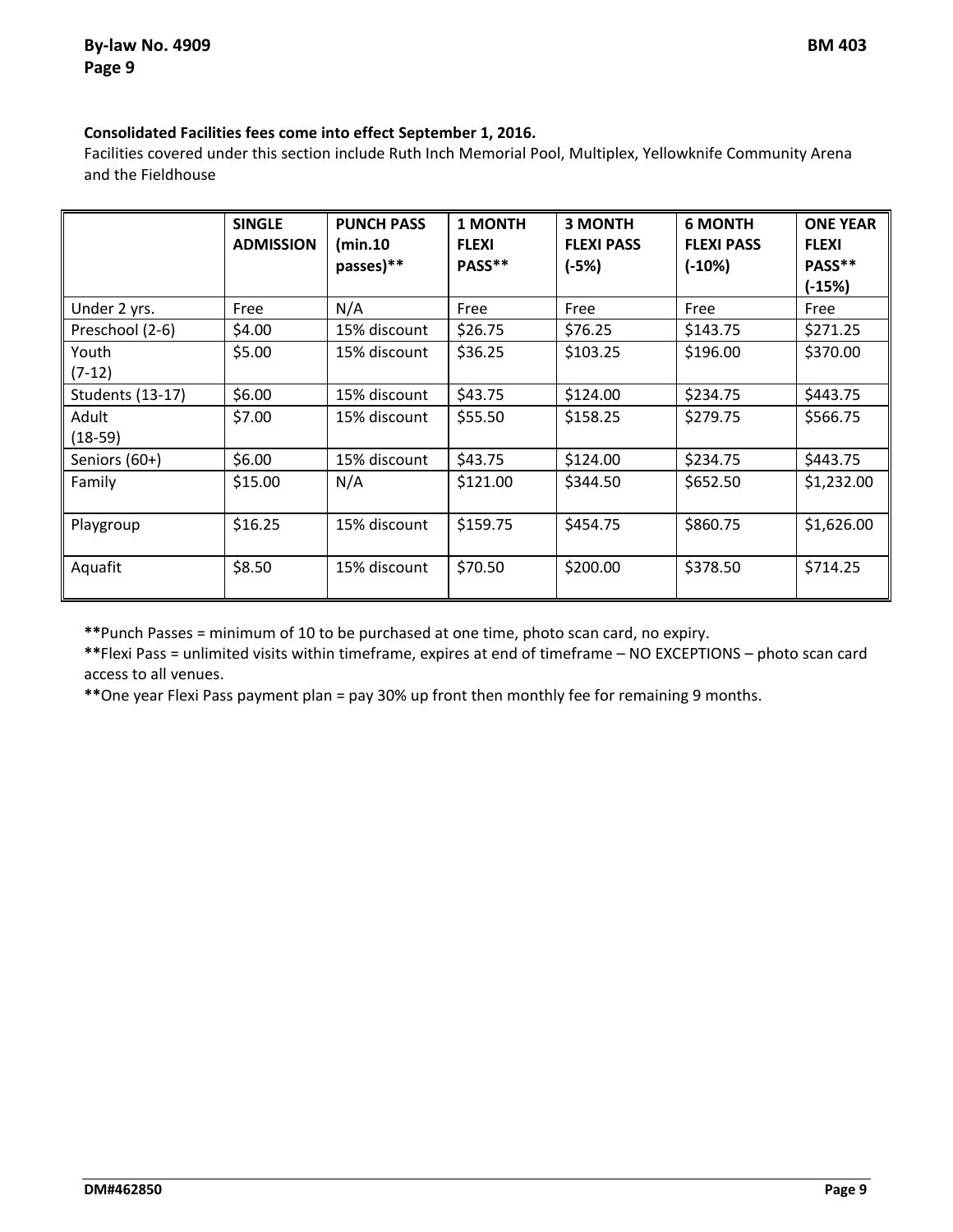**Consolidated Facilities fees come into effect September 1, 2016.**

Facilities covered under this section include Ruth Inch Memorial Pool, Multiplex, Yellowknife Community Arena and the Fieldhouse

| | SINGLE ADMISSION | PUNCH PASS (min.10 passes)** | 1 MONTH FLEXI PASS** | 3 MONTH FLEXI PASS (-5%) | 6 MONTH FLEXI PASS (-10%) | ONE YEAR FLEXI PASS** (-15%) |
|---|---|---|---|---|---|---|
| Under 2 yrs. | Free | N/A | Free | Free | Free | Free |
| Preschool (2-6) | $4.00 | 15% discount | $26.75 | $76.25 | $143.75 | $271.25 |
| Youth (7-12) | $5.00 | 15% discount | $36.25 | $103.25 | $196.00 | $370.00 |
| Students (13-17) | $6.00 | 15% discount | $43.75 | $124.00 | $234.75 | $443.75 |
| Adult (18-59) | $7.00 | 15% discount | $55.50 | $158.25 | $279.75 | $566.75 |
| Seniors (60+) | $6.00 | 15% discount | $43.75 | $124.00 | $234.75 | $443.75 |
| Family | $15.00 | N/A | $121.00 | $344.50 | $652.50 | $1,232.00 |
| Playgroup | $16.25 | 15% discount | $159.75 | $454.75 | $860.75 | $1,626.00 |
| Aquafit | $8.50 | 15% discount | $70.50 | $200.00 | $378.50 | $714.25 |

**Punch Passes = minimum of 10 to be purchased at one time, photo scan card, no expiry.

**Flexi Pass = unlimited visits within timeframe, expires at end of timeframe – NO EXCEPTIONS – photo scan card access to all venues.

**One year Flexi Pass payment plan = pay 30% up front then monthly fee for remaining 9 months.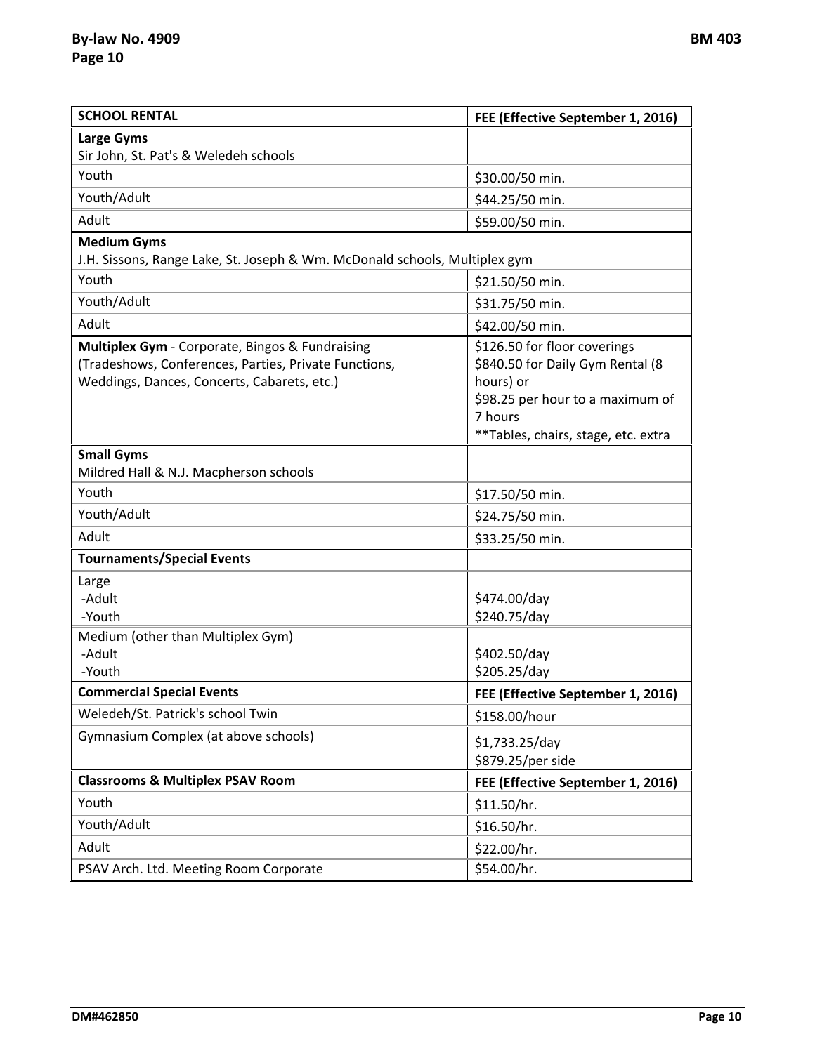| SCHOOL RENTAL | FEE (Effective September 1, 2016) |
|---|---|
| **Large Gyms**<br>Sir John, St. Pat's & Weledeh schools | |
| Youth | $30.00/50 min. |
| Youth/Adult | $44.25/50 min. |
| Adult | $59.00/50 min. |
| **Medium Gyms**<br>J.H. Sissons, Range Lake, St. Joseph & Wm. McDonald schools, Multiplex gym | |
| Youth | $21.50/50 min. |
| Youth/Adult | $31.75/50 min. |
| Adult | $42.00/50 min. |
| **Multiplex Gym** - Corporate, Bingos & Fundraising (Tradeshows, Conferences, Parties, Private Functions, Weddings, Dances, Concerts, Cabarets, etc.) | $126.50 for floor coverings<br>$840.50 for Daily Gym Rental (8 hours) or<br>$98.25 per hour to a maximum of 7 hours<br>**Tables, chairs, stage, etc. extra |
| **Small Gyms**<br>Mildred Hall & N.J. Macpherson schools | |
| Youth | $17.50/50 min. |
| Youth/Adult | $24.75/50 min. |
| Adult | $33.25/50 min. |
| **Tournaments/Special Events** | |
| Large<br>-Adult<br>-Youth | <br>$474.00/day<br>$240.75/day |
| Medium (other than Multiplex Gym)<br>-Adult<br>-Youth | <br>$402.50/day<br>$205.25/day |
| **Commercial Special Events** | **FEE (Effective September 1, 2016)** |
| Weledeh/St. Patrick's school Twin | $158.00/hour |
| Gymnasium Complex (at above schools) | $1,733.25/day<br>$879.25/per side |
| **Classrooms & Multiplex PSAV Room** | **FEE (Effective September 1, 2016)** |
| Youth | $11.50/hr. |
| Youth/Adult | $16.50/hr. |
| Adult | $22.00/hr. |
| PSAV Arch. Ltd. Meeting Room Corporate | $54.00/hr. |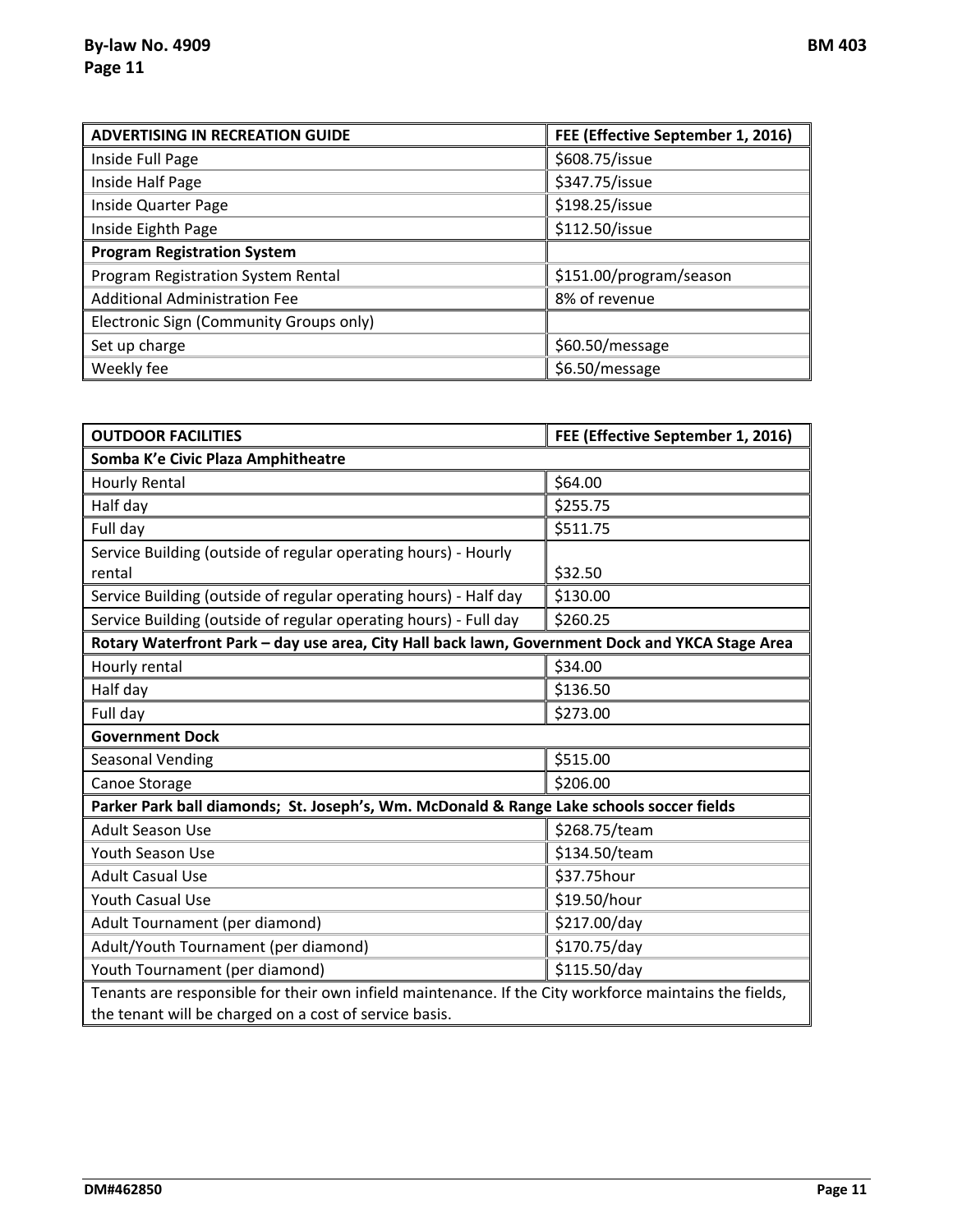| ADVERTISING IN RECREATION GUIDE | FEE (Effective September 1, 2016) |
|---|---|
| Inside Full Page | $608.75/issue |
| Inside Half Page | $347.75/issue |
| Inside Quarter Page | $198.25/issue |
| Inside Eighth Page | $112.50/issue |
| **Program Registration System** | |
| Program Registration System Rental | $151.00/program/season |
| Additional Administration Fee | 8% of revenue |
| Electronic Sign (Community Groups only) | |
| Set up charge | $60.50/message |
| Weekly fee | $6.50/message |

| OUTDOOR FACILITIES | FEE (Effective September 1, 2016) |
|---|---|
| **Somba K'e Civic Plaza Amphitheatre** | |
| Hourly Rental | $64.00 |
| Half day | $255.75 |
| Full day | $511.75 |
| Service Building (outside of regular operating hours) - Hourly rental | $32.50 |
| Service Building (outside of regular operating hours) - Half day | $130.00 |
| Service Building (outside of regular operating hours) - Full day | $260.25 |
| **Rotary Waterfront Park – day use area, City Hall back lawn, Government Dock and YKCA Stage Area** | |
| Hourly rental | $34.00 |
| Half day | $136.50 |
| Full day | $273.00 |
| **Government Dock** | |
| Seasonal Vending | $515.00 |
| Canoe Storage | $206.00 |
| **Parker Park ball diamonds; St. Joseph's, Wm. McDonald & Range Lake schools soccer fields** | |
| Adult Season Use | $268.75/team |
| Youth Season Use | $134.50/team |
| Adult Casual Use | $37.75hour |
| Youth Casual Use | $19.50/hour |
| Adult Tournament (per diamond) | $217.00/day |
| Adult/Youth Tournament (per diamond) | $170.75/day |
| Youth Tournament (per diamond) | $115.50/day |
| Tenants are responsible for their own infield maintenance. If the City workforce maintains the fields, the tenant will be charged on a cost of service basis. | |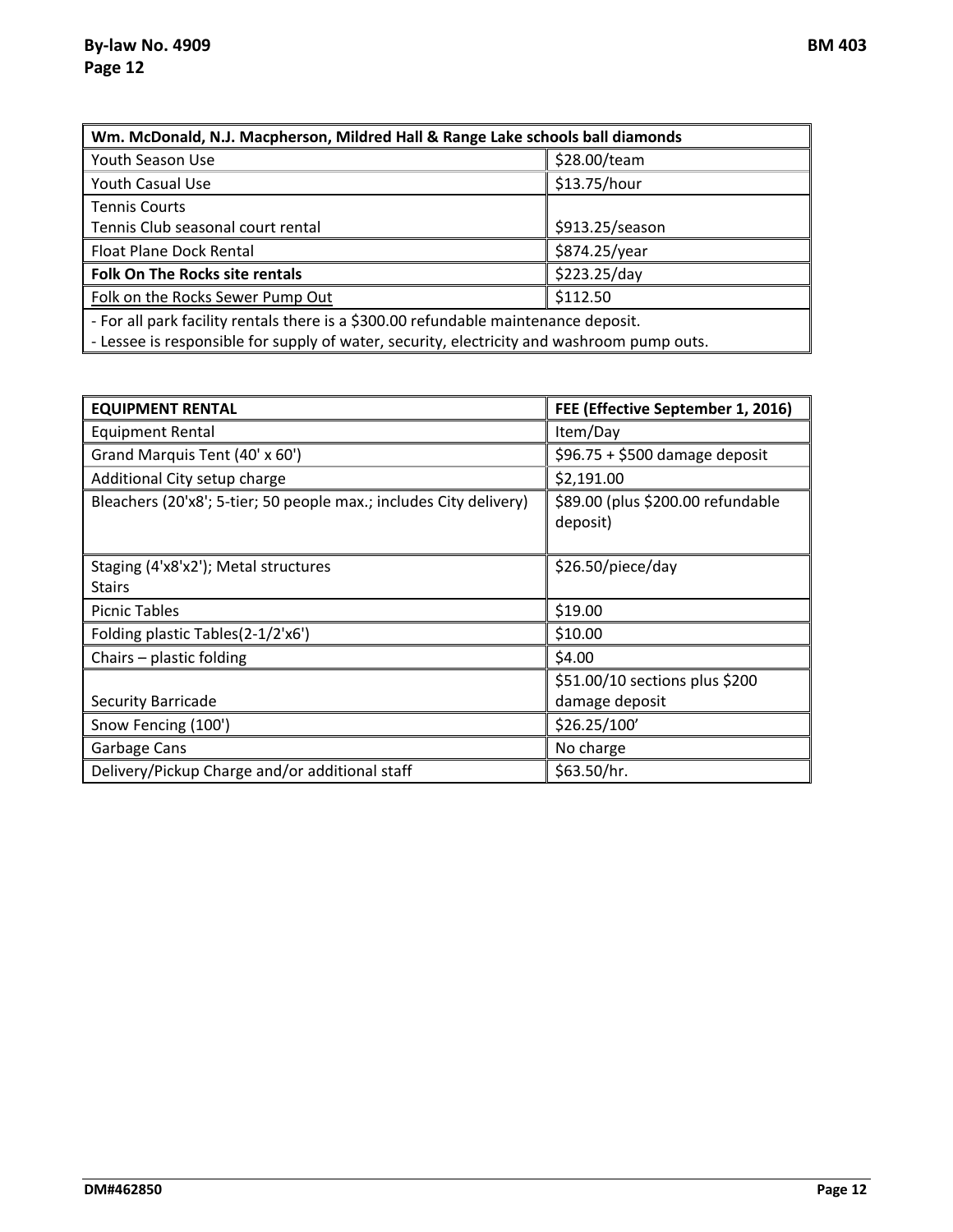| **Wm. McDonald, N.J. Macpherson, Mildred Hall & Range Lake schools ball diamonds** | |
|---|---|
| Youth Season Use | $28.00/team |
| Youth Casual Use | $13.75/hour |
| Tennis Courts<br>Tennis Club seasonal court rental | $913.25/season |
| Float Plane Dock Rental | $874.25/year |
| **Folk On The Rocks site rentals** | $223.25/day |
| Folk on the Rocks Sewer Pump Out | $112.50 |
| - For all park facility rentals there is a $300.00 refundable maintenance deposit.<br>- Lessee is responsible for supply of water, security, electricity and washroom pump outs. | |

| **EQUIPMENT RENTAL** | **FEE (Effective September 1, 2016)** |
|---|---|
| Equipment Rental | Item/Day |
| Grand Marquis Tent (40' x 60') | $96.75 + $500 damage deposit |
| Additional City setup charge | $2,191.00 |
| Bleachers (20'x8'; 5-tier; 50 people max.; includes City delivery) | $89.00 (plus $200.00 refundable deposit) |
| Staging (4'x8'x2'); Metal structures<br>Stairs | $26.50/piece/day |
| Picnic Tables | $19.00 |
| Folding plastic Tables(2-1/2'x6') | $10.00 |
| Chairs – plastic folding | $4.00 |
| Security Barricade | $51.00/10 sections plus $200 damage deposit |
| Snow Fencing (100') | $26.25/100' |
| Garbage Cans | No charge |
| Delivery/Pickup Charge and/or additional staff | $63.50/hr. |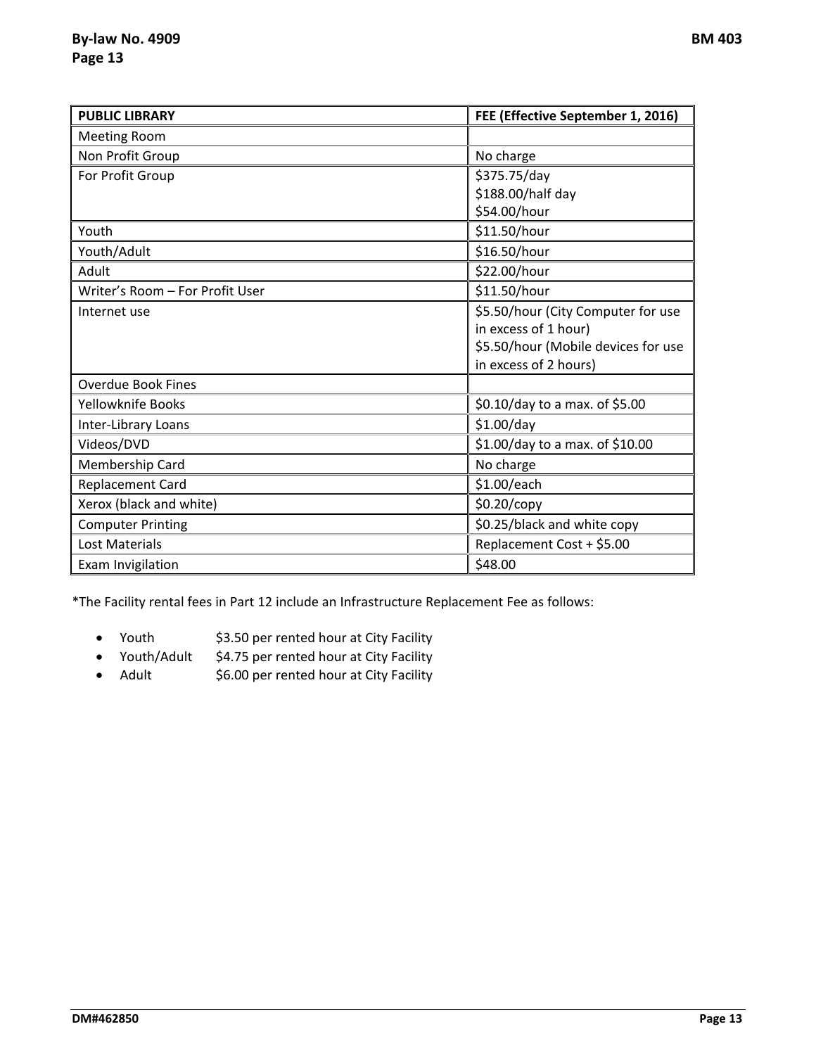| PUBLIC LIBRARY | FEE (Effective September 1, 2016) |
| --- | --- |
| Meeting Room | |
| Non Profit Group | No charge |
| For Profit Group | $375.75/day<br>$188.00/half day<br>$54.00/hour |
| Youth | $11.50/hour |
| Youth/Adult | $16.50/hour |
| Adult | $22.00/hour |
| Writer's Room – For Profit User | $11.50/hour |
| Internet use | $5.50/hour (City Computer for use in excess of 1 hour)<br>$5.50/hour (Mobile devices for use in excess of 2 hours) |
| Overdue Book Fines | |
| Yellowknife Books | $0.10/day to a max. of $5.00 |
| Inter-Library Loans | $1.00/day |
| Videos/DVD | $1.00/day to a max. of $10.00 |
| Membership Card | No charge |
| Replacement Card | $1.00/each |
| Xerox (black and white) | $0.20/copy |
| Computer Printing | $0.25/black and white copy |
| Lost Materials | Replacement Cost + $5.00 |
| Exam Invigilation | $48.00 |

*The Facility rental fees in Part 12 include an Infrastructure Replacement Fee as follows:

- Youth $3.50 per rented hour at City Facility
- Youth/Adult $4.75 per rented hour at City Facility
- Adult $6.00 per rented hour at City Facility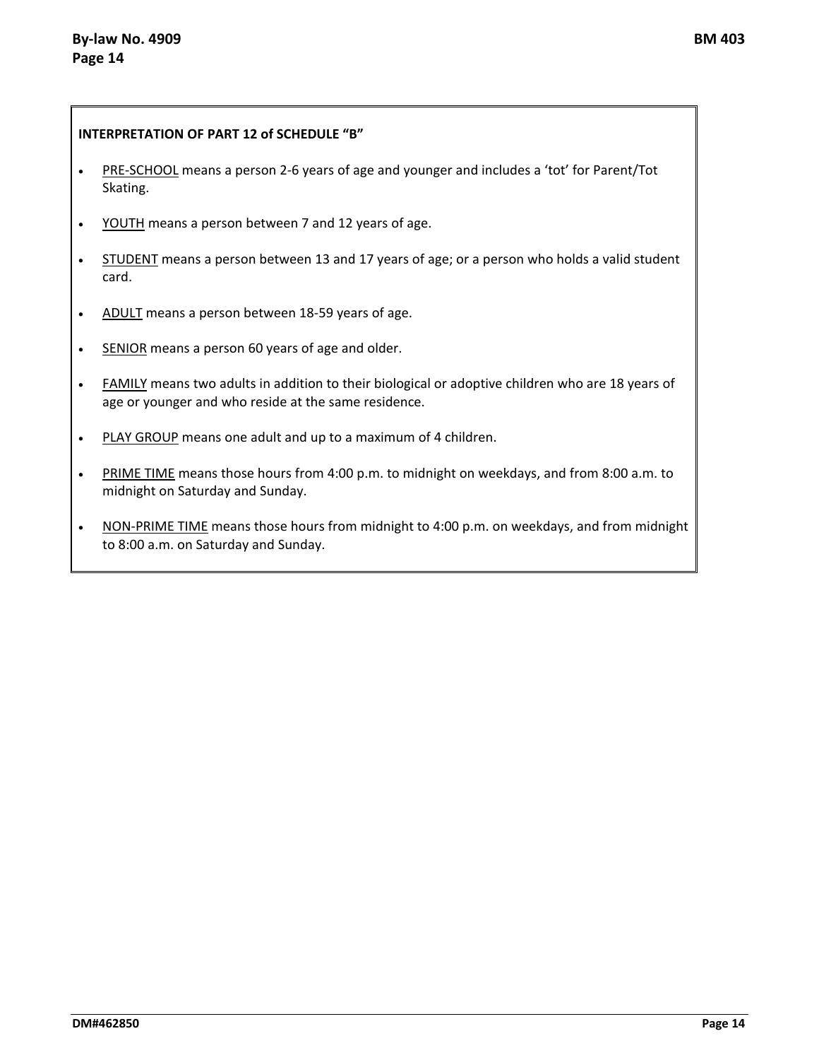**INTERPRETATION OF PART 12 of SCHEDULE "B"**

- PRE-SCHOOL means a person 2-6 years of age and younger and includes a 'tot' for Parent/Tot Skating.
- YOUTH means a person between 7 and 12 years of age.
- STUDENT means a person between 13 and 17 years of age; or a person who holds a valid student card.
- ADULT means a person between 18-59 years of age.
- SENIOR means a person 60 years of age and older.
- FAMILY means two adults in addition to their biological or adoptive children who are 18 years of age or younger and who reside at the same residence.
- PLAY GROUP means one adult and up to a maximum of 4 children.
- PRIME TIME means those hours from 4:00 p.m. to midnight on weekdays, and from 8:00 a.m. to midnight on Saturday and Sunday.
- NON-PRIME TIME means those hours from midnight to 4:00 p.m. on weekdays, and from midnight to 8:00 a.m. on Saturday and Sunday.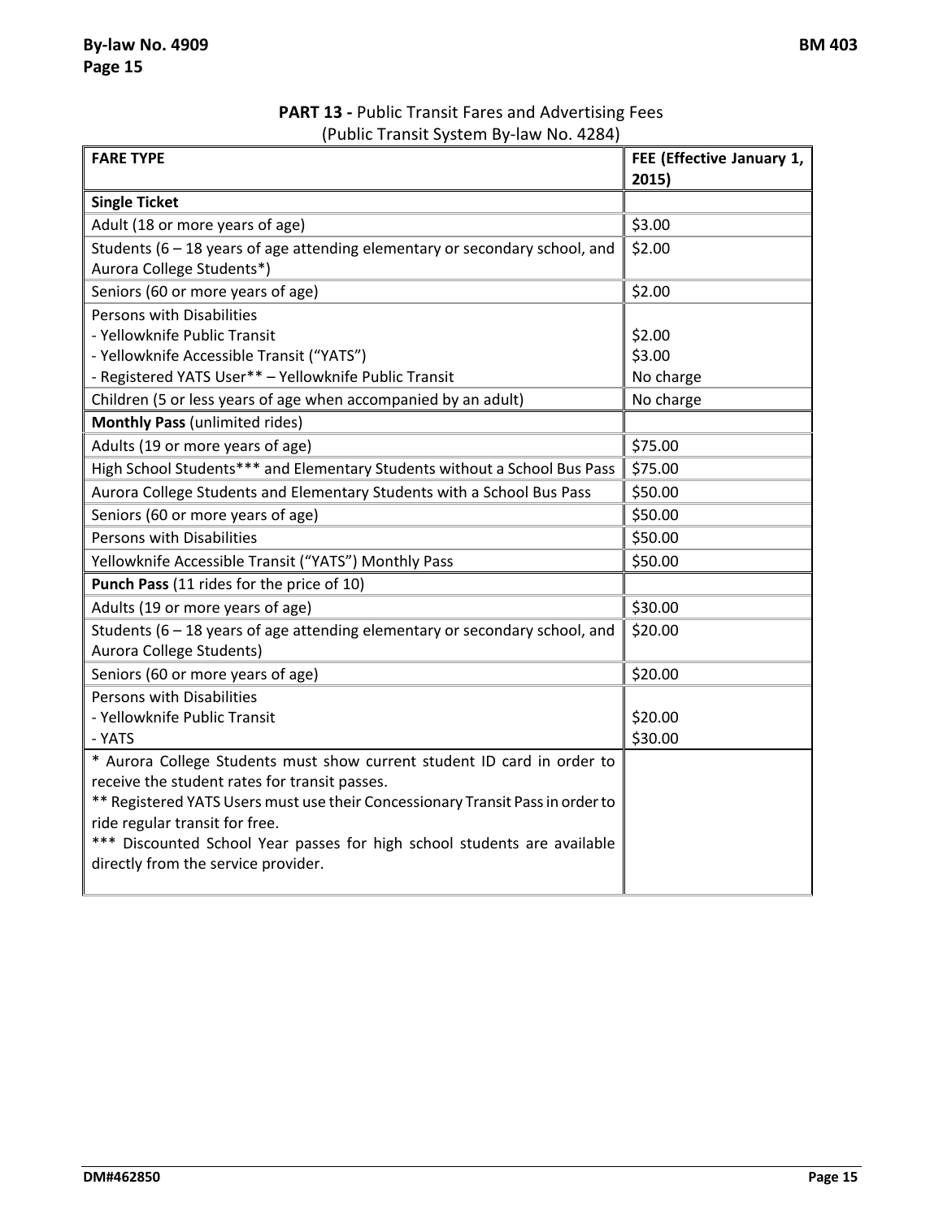**PART 13 -** Public Transit Fares and Advertising Fees
(Public Transit System By-law No. 4284)

| FARE TYPE | FEE (Effective January 1, 2015) |
|---|---|
| **Single Ticket** | |
| Adult (18 or more years of age) | $3.00 |
| Students (6 – 18 years of age attending elementary or secondary school, and Aurora College Students*) | $2.00 |
| Seniors (60 or more years of age) | $2.00 |
| Persons with Disabilities<br>- Yellowknife Public Transit<br>- Yellowknife Accessible Transit ("YATS")<br>- Registered YATS User** – Yellowknife Public Transit | <br>$2.00<br>$3.00<br>No charge |
| Children (5 or less years of age when accompanied by an adult) | No charge |
| **Monthly Pass** (unlimited rides) | |
| Adults (19 or more years of age) | $75.00 |
| High School Students*** and Elementary Students without a School Bus Pass | $75.00 |
| Aurora College Students and Elementary Students with a School Bus Pass | $50.00 |
| Seniors (60 or more years of age) | $50.00 |
| Persons with Disabilities | $50.00 |
| Yellowknife Accessible Transit ("YATS") Monthly Pass | $50.00 |
| **Punch Pass** (11 rides for the price of 10) | |
| Adults (19 or more years of age) | $30.00 |
| Students (6 – 18 years of age attending elementary or secondary school, and Aurora College Students) | $20.00 |
| Seniors (60 or more years of age) | $20.00 |
| Persons with Disabilities<br>- Yellowknife Public Transit<br>- YATS | <br>$20.00<br>$30.00 |
| * Aurora College Students must show current student ID card in order to receive the student rates for transit passes.<br>** Registered YATS Users must use their Concessionary Transit Pass in order to ride regular transit for free.<br>*** Discounted School Year passes for high school students are available directly from the service provider. | |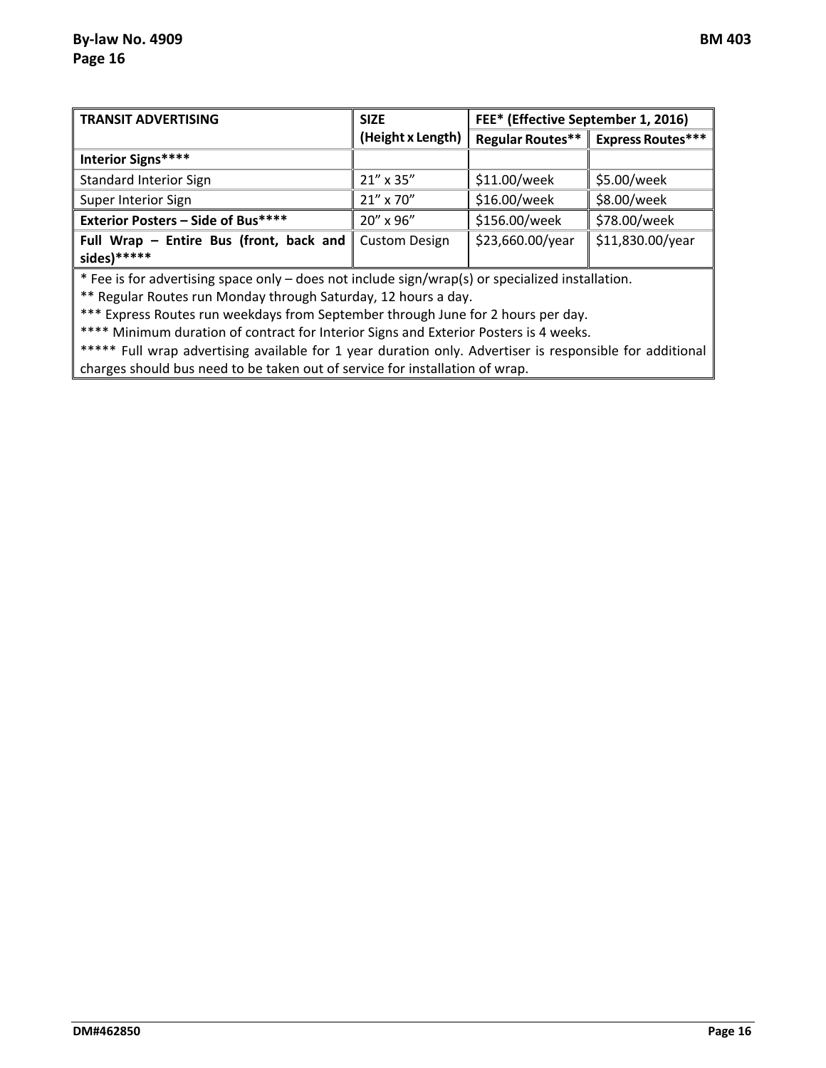| TRANSIT ADVERTISING | SIZE (Height x Length) | FEE* (Effective September 1, 2016) | |
|---|---|---|---|
| | | Regular Routes** | Express Routes*** |
| **Interior Signs******** | | | |
| Standard Interior Sign | 21” x 35” | $11.00/week | $5.00/week |
| Super Interior Sign | 21” x 70” | $16.00/week | $8.00/week |
| **Exterior Posters – Side of Bus******** | 20” x 96” | $156.00/week | $78.00/week |
| **Full Wrap – Entire Bus (front, back and sides)*********** | Custom Design | $23,660.00/year | $11,830.00/year |

\* Fee is for advertising space only – does not include sign/wrap(s) or specialized installation.

** Regular Routes run Monday through Saturday, 12 hours a day.

*** Express Routes run weekdays from September through June for 2 hours per day.

**** Minimum duration of contract for Interior Signs and Exterior Posters is 4 weeks.

***** Full wrap advertising available for 1 year duration only. Advertiser is responsible for additional charges should bus need to be taken out of service for installation of wrap.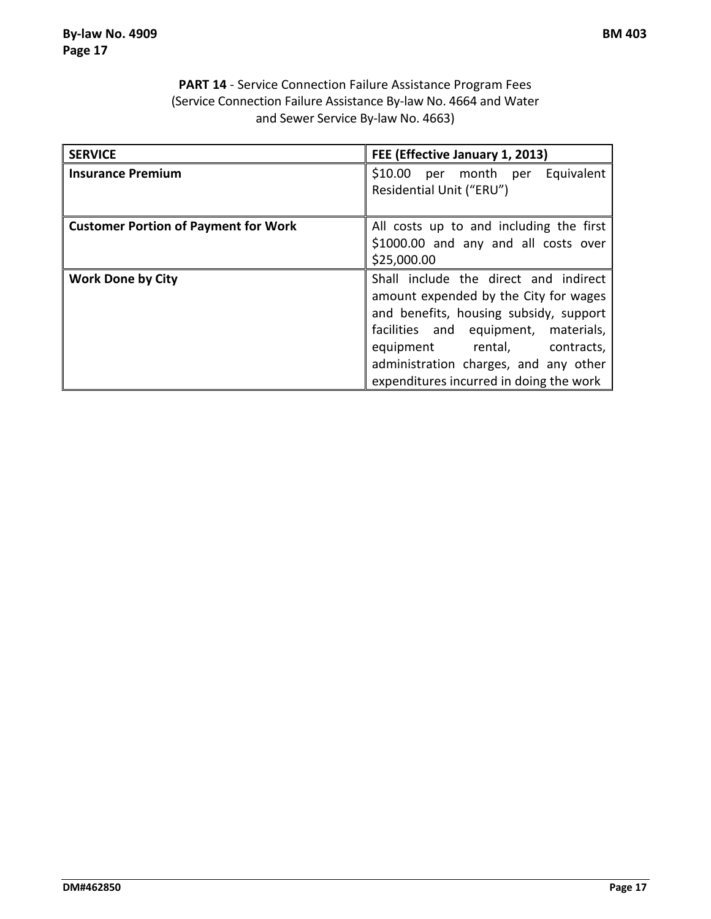**PART 14** - Service Connection Failure Assistance Program Fees
(Service Connection Failure Assistance By-law No. 4664 and Water and Sewer Service By-law No. 4663)

| SERVICE | FEE (Effective January 1, 2013) |
| --- | --- |
| **Insurance Premium** | $10.00 per month per Equivalent Residential Unit ("ERU") |
| **Customer Portion of Payment for Work** | All costs up to and including the first $1000.00 and any and all costs over $25,000.00 |
| **Work Done by City** | Shall include the direct and indirect amount expended by the City for wages and benefits, housing subsidy, support facilities and equipment, materials, equipment rental, contracts, administration charges, and any other expenditures incurred in doing the work |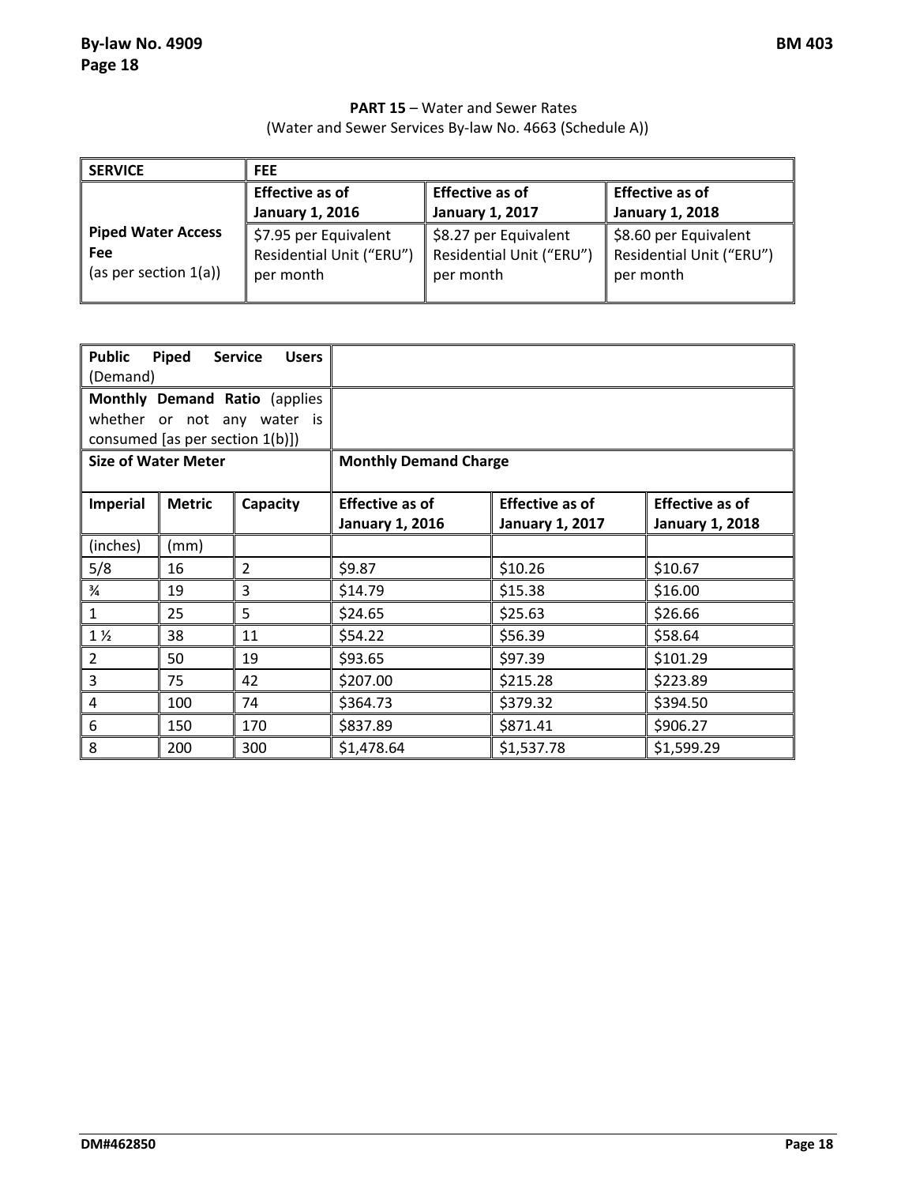**PART 15** – Water and Sewer Rates
(Water and Sewer Services By-law No. 4663 (Schedule A))

| SERVICE | FEE | | |
|---|---|---|---|
| | **Effective as of January 1, 2016** | **Effective as of January 1, 2017** | **Effective as of January 1, 2018** |
| **Piped Water Access Fee** (as per section 1(a)) | $7.95 per Equivalent Residential Unit ("ERU") per month | $8.27 per Equivalent Residential Unit ("ERU") per month | $8.60 per Equivalent Residential Unit ("ERU") per month |

| **Public Piped Service Users** (Demand) | | | | | |
|---|---|---|---|---|---|
| **Monthly Demand Ratio** (applies whether or not any water is consumed [as per section 1(b)]) | | | | | |
| **Size of Water Meter** | | | **Monthly Demand Charge** | | |
| **Imperial** | **Metric** | **Capacity** | **Effective as of January 1, 2016** | **Effective as of January 1, 2017** | **Effective as of January 1, 2018** |
| (inches) | (mm) | | | | |
| 5/8 | 16 | 2 | $9.87 | $10.26 | $10.67 |
| ¾ | 19 | 3 | $14.79 | $15.38 | $16.00 |
| 1 | 25 | 5 | $24.65 | $25.63 | $26.66 |
| 1 ½ | 38 | 11 | $54.22 | $56.39 | $58.64 |
| 2 | 50 | 19 | $93.65 | $97.39 | $101.29 |
| 3 | 75 | 42 | $207.00 | $215.28 | $223.89 |
| 4 | 100 | 74 | $364.73 | $379.32 | $394.50 |
| 6 | 150 | 170 | $837.89 | $871.41 | $906.27 |
| 8 | 200 | 300 | $1,478.64 | $1,537.78 | $1,599.29 |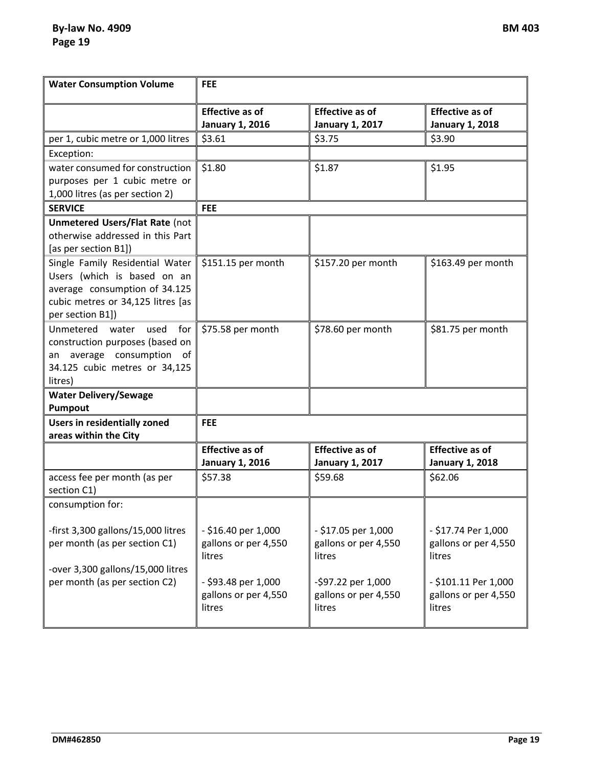| **Water Consumption Volume** | **FEE** | | |
|---|---|---|---|
| | **Effective as of January 1, 2016** | **Effective as of January 1, 2017** | **Effective as of January 1, 2018** |
| per 1, cubic metre or 1,000 litres | $3.61 | $3.75 | $3.90 |
| Exception: | | | |
| water consumed for construction purposes per 1 cubic metre or 1,000 litres (as per section 2) | $1.80 | $1.87 | $1.95 |
| **SERVICE** | **FEE** | | |
| **Unmetered Users/Flat Rate** (not otherwise addressed in this Part [as per section B1]) | | | |
| Single Family Residential Water Users (which is based on an average consumption of 34.125 cubic metres or 34,125 litres [as per section B1]) | $151.15 per month | $157.20 per month | $163.49 per month |
| Unmetered water used for construction purposes (based on an average consumption of 34.125 cubic metres or 34,125 litres) | $75.58 per month | $78.60 per month | $81.75 per month |
| **Water Delivery/Sewage Pumpout** | | | |
| **Users in residentially zoned areas within the City** | **FEE** | | |
| | **Effective as of January 1, 2016** | **Effective as of January 1, 2017** | **Effective as of January 1, 2018** |
| access fee per month (as per section C1) | $57.38 | $59.68 | $62.06 |
| consumption for:<br><br>-first 3,300 gallons/15,000 litres per month (as per section C1)<br><br>-over 3,300 gallons/15,000 litres per month (as per section C2) | <br><br>- $16.40 per 1,000 gallons or per 4,550 litres<br><br>- $93.48 per 1,000 gallons or per 4,550 litres | <br><br>- $17.05 per 1,000 gallons or per 4,550 litres<br><br>-$97.22 per 1,000 gallons or per 4,550 litres | <br><br>- $17.74 Per 1,000 gallons or per 4,550 litres<br><br>- $101.11 Per 1,000 gallons or per 4,550 litres |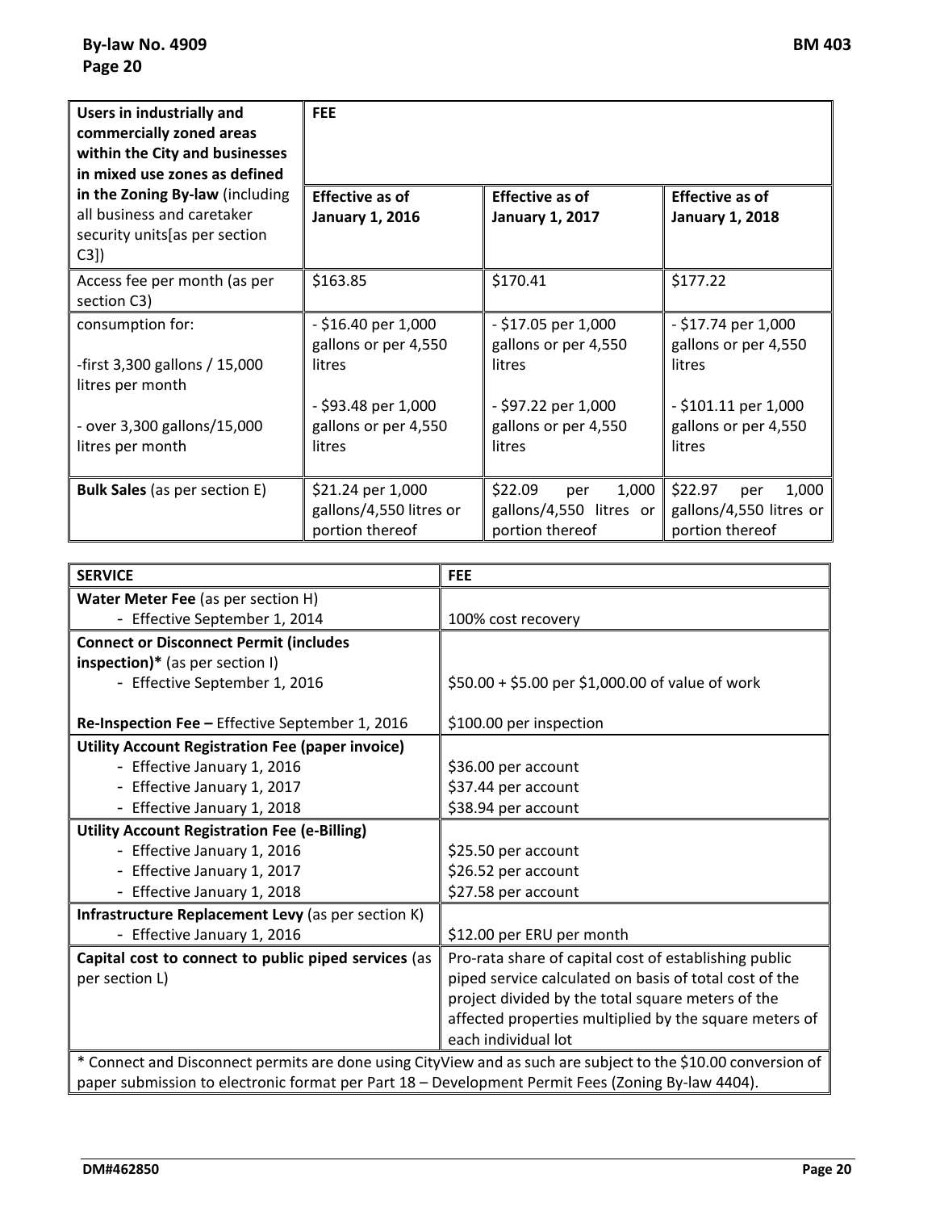| **Users in industrially and commercially zoned areas within the City and businesses in mixed use zones as defined in the Zoning By-law** (including all business and caretaker security units[as per section C3]) | **FEE** | | |
|---|---|---|---|
| | **Effective as of January 1, 2016** | **Effective as of January 1, 2017** | **Effective as of January 1, 2018** |
| Access fee per month (as per section C3) | $163.85 | $170.41 | $177.22 |
| consumption for:<br><br>-first 3,300 gallons / 15,000 litres per month<br><br>- over 3,300 gallons/15,000 litres per month | - $16.40 per 1,000 gallons or per 4,550 litres<br><br>- $93.48 per 1,000 gallons or per 4,550 litres | - $17.05 per 1,000 gallons or per 4,550 litres<br><br>- $97.22 per 1,000 gallons or per 4,550 litres | - $17.74 per 1,000 gallons or per 4,550 litres<br><br>- $101.11 per 1,000 gallons or per 4,550 litres |
| **Bulk Sales** (as per section E) | $21.24 per 1,000 gallons/4,550 litres or portion thereof | $22.09 per 1,000 gallons/4,550 litres or portion thereof | $22.97 per 1,000 gallons/4,550 litres or portion thereof |

| **SERVICE** | **FEE** |
|---|---|
| **Water Meter Fee** (as per section H)<br>- Effective September 1, 2014 | 100% cost recovery |
| **Connect or Disconnect Permit (includes inspection)*** (as per section I)<br>- Effective September 1, 2016<br><br>**Re-Inspection Fee –** Effective September 1, 2016 | $50.00 + $5.00 per $1,000.00 of value of work<br><br>$100.00 per inspection |
| **Utility Account Registration Fee (paper invoice)**<br>- Effective January 1, 2016<br>- Effective January 1, 2017<br>- Effective January 1, 2018 | $36.00 per account<br>$37.44 per account<br>$38.94 per account |
| **Utility Account Registration Fee (e-Billing)**<br>- Effective January 1, 2016<br>- Effective January 1, 2017<br>- Effective January 1, 2018 | $25.50 per account<br>$26.52 per account<br>$27.58 per account |
| **Infrastructure Replacement Levy** (as per section K)<br>- Effective January 1, 2016 | $12.00 per ERU per month |
| **Capital cost to connect to public piped services** (as per section L) | Pro-rata share of capital cost of establishing public piped service calculated on basis of total cost of the project divided by the total square meters of the affected properties multiplied by the square meters of each individual lot |
| * Connect and Disconnect permits are done using CityView and as such are subject to the $10.00 conversion of paper submission to electronic format per Part 18 – Development Permit Fees (Zoning By-law 4404). | |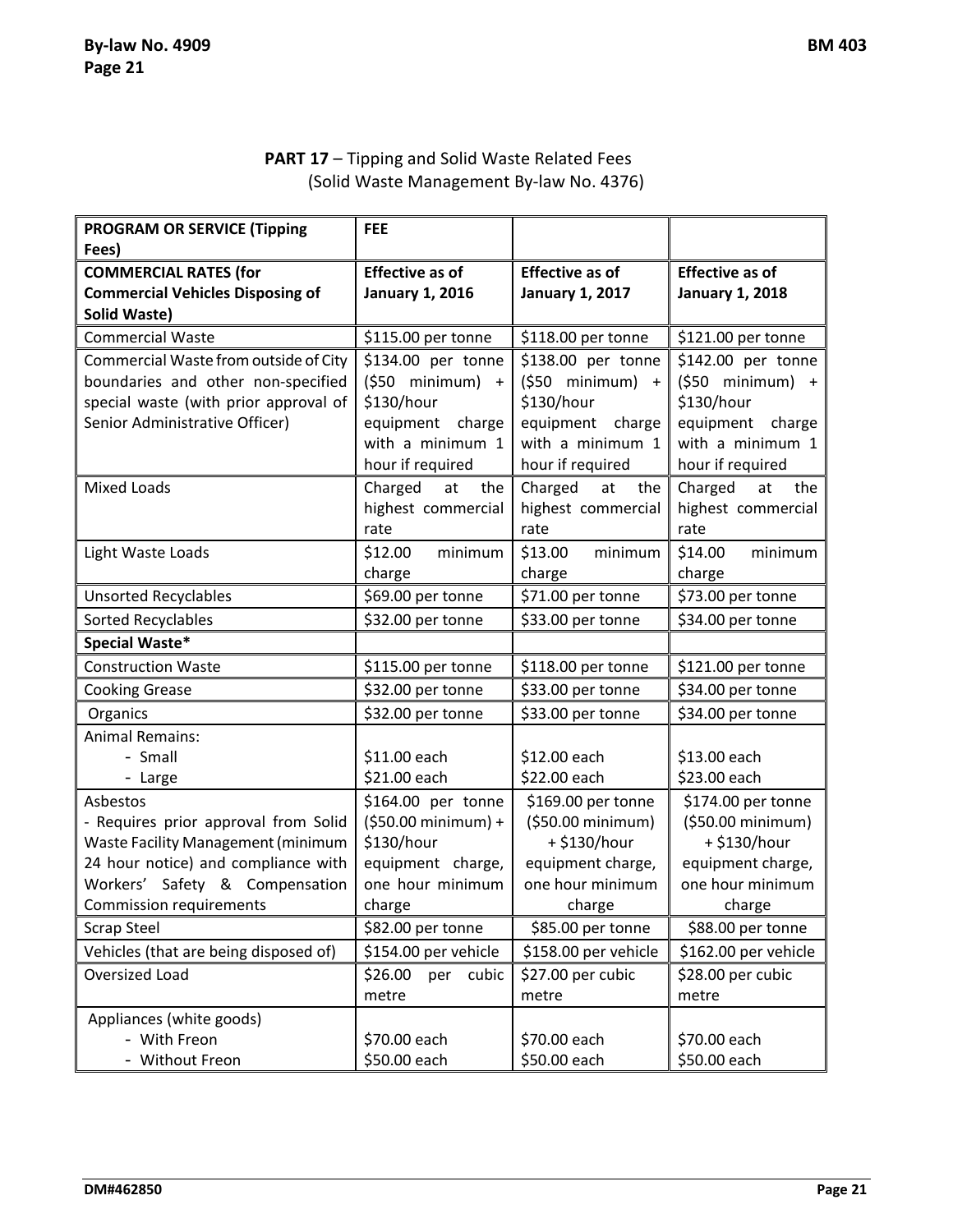**PART 17** – Tipping and Solid Waste Related Fees
(Solid Waste Management By-law No. 4376)

| **PROGRAM OR SERVICE (Tipping Fees)** | **FEE** | | |
|---|---|---|---|
| **COMMERCIAL RATES (for Commercial Vehicles Disposing of Solid Waste)** | **Effective as of January 1, 2016** | **Effective as of January 1, 2017** | **Effective as of January 1, 2018** |
| Commercial Waste | $115.00 per tonne | $118.00 per tonne | $121.00 per tonne |
| Commercial Waste from outside of City boundaries and other non-specified special waste (with prior approval of Senior Administrative Officer) | $134.00 per tonne ($50 minimum) + $130/hour equipment charge with a minimum 1 hour if required | $138.00 per tonne ($50 minimum) + $130/hour equipment charge with a minimum 1 hour if required | $142.00 per tonne ($50 minimum) + $130/hour equipment charge with a minimum 1 hour if required |
| Mixed Loads | Charged at the highest commercial rate | Charged at the highest commercial rate | Charged at the highest commercial rate |
| Light Waste Loads | $12.00 minimum charge | $13.00 minimum charge | $14.00 minimum charge |
| Unsorted Recyclables | $69.00 per tonne | $71.00 per tonne | $73.00 per tonne |
| Sorted Recyclables | $32.00 per tonne | $33.00 per tonne | $34.00 per tonne |
| **Special Waste*** | | | |
| Construction Waste | $115.00 per tonne | $118.00 per tonne | $121.00 per tonne |
| Cooking Grease | $32.00 per tonne | $33.00 per tonne | $34.00 per tonne |
| Organics | $32.00 per tonne | $33.00 per tonne | $34.00 per tonne |
| Animal Remains:<br>- Small<br>- Large | <br>$11.00 each<br>$21.00 each | <br>$12.00 each<br>$22.00 each | <br>$13.00 each<br>$23.00 each |
| Asbestos<br>- Requires prior approval from Solid Waste Facility Management (minimum 24 hour notice) and compliance with Workers' Safety & Compensation Commission requirements | $164.00 per tonne ($50.00 minimum) + $130/hour equipment charge, one hour minimum charge | $169.00 per tonne ($50.00 minimum) + $130/hour equipment charge, one hour minimum charge | $174.00 per tonne ($50.00 minimum) + $130/hour equipment charge, one hour minimum charge |
| Scrap Steel | $82.00 per tonne | $85.00 per tonne | $88.00 per tonne |
| Vehicles (that are being disposed of) | $154.00 per vehicle | $158.00 per vehicle | $162.00 per vehicle |
| Oversized Load | $26.00 per cubic metre | $27.00 per cubic metre | $28.00 per cubic metre |
| Appliances (white goods)<br>- With Freon<br>- Without Freon | <br>$70.00 each<br>$50.00 each | <br>$70.00 each<br>$50.00 each | <br>$70.00 each<br>$50.00 each |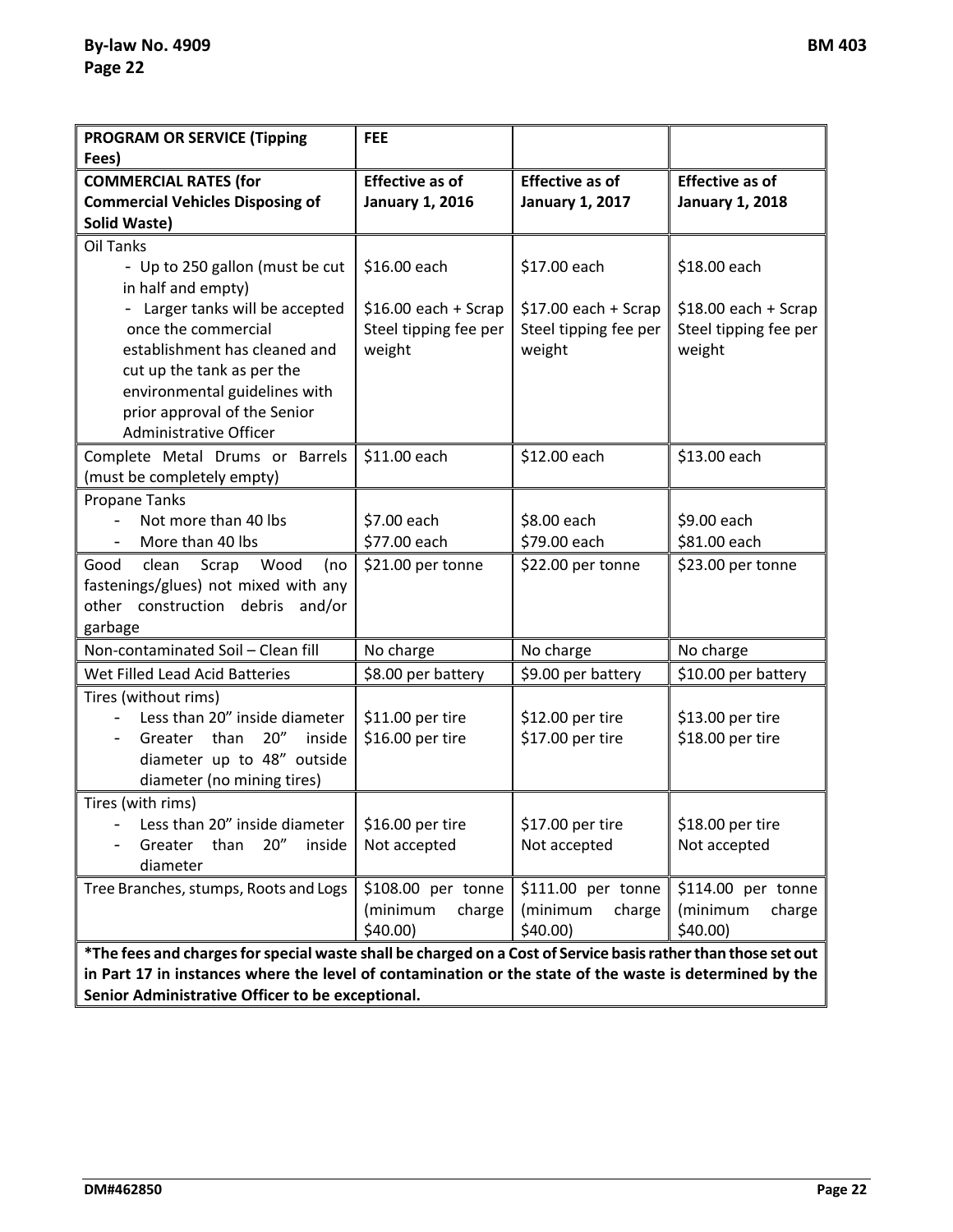| PROGRAM OR SERVICE (Tipping Fees) | FEE | | |
|---|---|---|---|
| **COMMERCIAL RATES (for Commercial Vehicles Disposing of Solid Waste)** | **Effective as of January 1, 2016** | **Effective as of January 1, 2017** | **Effective as of January 1, 2018** |
| Oil Tanks<br>- Up to 250 gallon (must be cut in half and empty)<br>- Larger tanks will be accepted once the commercial establishment has cleaned and cut up the tank as per the environmental guidelines with prior approval of the Senior Administrative Officer | <br>$16.00 each<br>$16.00 each + Scrap Steel tipping fee per weight | <br>$17.00 each<br>$17.00 each + Scrap Steel tipping fee per weight | <br>$18.00 each<br>$18.00 each + Scrap Steel tipping fee per weight |
| Complete Metal Drums or Barrels (must be completely empty) | $11.00 each | $12.00 each | $13.00 each |
| Propane Tanks<br>- Not more than 40 lbs<br>- More than 40 lbs | <br>$7.00 each<br>$77.00 each | <br>$8.00 each<br>$79.00 each | <br>$9.00 each<br>$81.00 each |
| Good clean Scrap Wood (no fastenings/glues) not mixed with any other construction debris and/or garbage | $21.00 per tonne | $22.00 per tonne | $23.00 per tonne |
| Non-contaminated Soil – Clean fill | No charge | No charge | No charge |
| Wet Filled Lead Acid Batteries | $8.00 per battery | $9.00 per battery | $10.00 per battery |
| Tires (without rims)<br>- Less than 20" inside diameter<br>- Greater than 20" inside diameter up to 48" outside diameter (no mining tires) | <br>$11.00 per tire<br>$16.00 per tire | <br>$12.00 per tire<br>$17.00 per tire | <br>$13.00 per tire<br>$18.00 per tire |
| Tires (with rims)<br>- Less than 20" inside diameter<br>- Greater than 20" inside diameter | <br>$16.00 per tire<br>Not accepted | <br>$17.00 per tire<br>Not accepted | <br>$18.00 per tire<br>Not accepted |
| Tree Branches, stumps, Roots and Logs | $108.00 per tonne (minimum charge $40.00) | $111.00 per tonne (minimum charge $40.00) | $114.00 per tonne (minimum charge $40.00) |
| ***The fees and charges for special waste shall be charged on a Cost of Service basis rather than those set out in Part 17 in instances where the level of contamination or the state of the waste is determined by the Senior Administrative Officer to be exceptional.** | | | |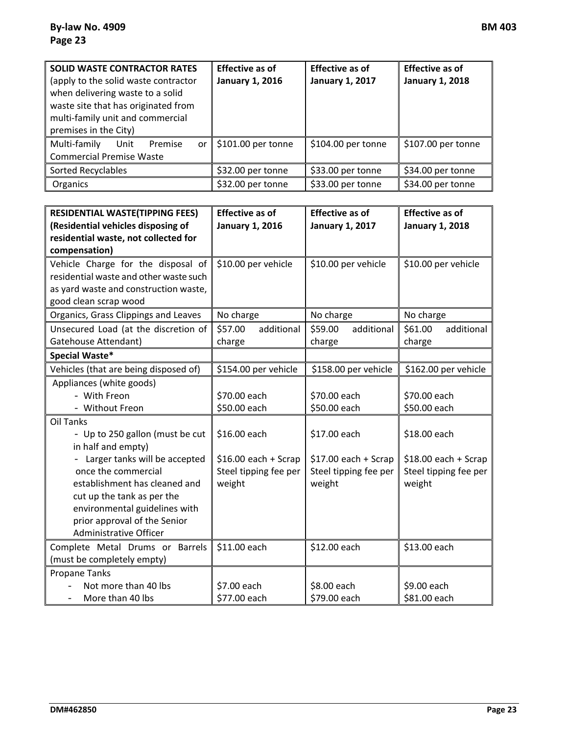| **SOLID WASTE CONTRACTOR RATES** (apply to the solid waste contractor when delivering waste to a solid waste site that has originated from multi-family unit and commercial premises in the City) | **Effective as of January 1, 2016** | **Effective as of January 1, 2017** | **Effective as of January 1, 2018** |
|---|---|---|---|
| Multi-family Unit Premise or Commercial Premise Waste | $101.00 per tonne | $104.00 per tonne | $107.00 per tonne |
| Sorted Recyclables | $32.00 per tonne | $33.00 per tonne | $34.00 per tonne |
| Organics | $32.00 per tonne | $33.00 per tonne | $34.00 per tonne |

| **RESIDENTIAL WASTE(TIPPING FEES) (Residential vehicles disposing of residential waste, not collected for compensation)** | **Effective as of January 1, 2016** | **Effective as of January 1, 2017** | **Effective as of January 1, 2018** |
|---|---|---|---|
| Vehicle Charge for the disposal of residential waste and other waste such as yard waste and construction waste, good clean scrap wood | $10.00 per vehicle | $10.00 per vehicle | $10.00 per vehicle |
| Organics, Grass Clippings and Leaves | No charge | No charge | No charge |
| Unsecured Load (at the discretion of Gatehouse Attendant) | $57.00 additional charge | $59.00 additional charge | $61.00 additional charge |
| **Special Waste*** | | | |
| Vehicles (that are being disposed of) | $154.00 per vehicle | $158.00 per vehicle | $162.00 per vehicle |
| Appliances (white goods)<br>- With Freon<br>- Without Freon | <br>$70.00 each<br>$50.00 each | <br>$70.00 each<br>$50.00 each | <br>$70.00 each<br>$50.00 each |
| Oil Tanks<br>- Up to 250 gallon (must be cut in half and empty)<br>- Larger tanks will be accepted once the commercial establishment has cleaned and cut up the tank as per the environmental guidelines with prior approval of the Senior Administrative Officer | <br>$16.00 each<br><br>$16.00 each + Scrap Steel tipping fee per weight | <br>$17.00 each<br><br>$17.00 each + Scrap Steel tipping fee per weight | <br>$18.00 each<br><br>$18.00 each + Scrap Steel tipping fee per weight |
| Complete Metal Drums or Barrels (must be completely empty) | $11.00 each | $12.00 each | $13.00 each |
| Propane Tanks<br>- Not more than 40 lbs<br>- More than 40 lbs | <br>$7.00 each<br>$77.00 each | <br>$8.00 each<br>$79.00 each | <br>$9.00 each<br>$81.00 each |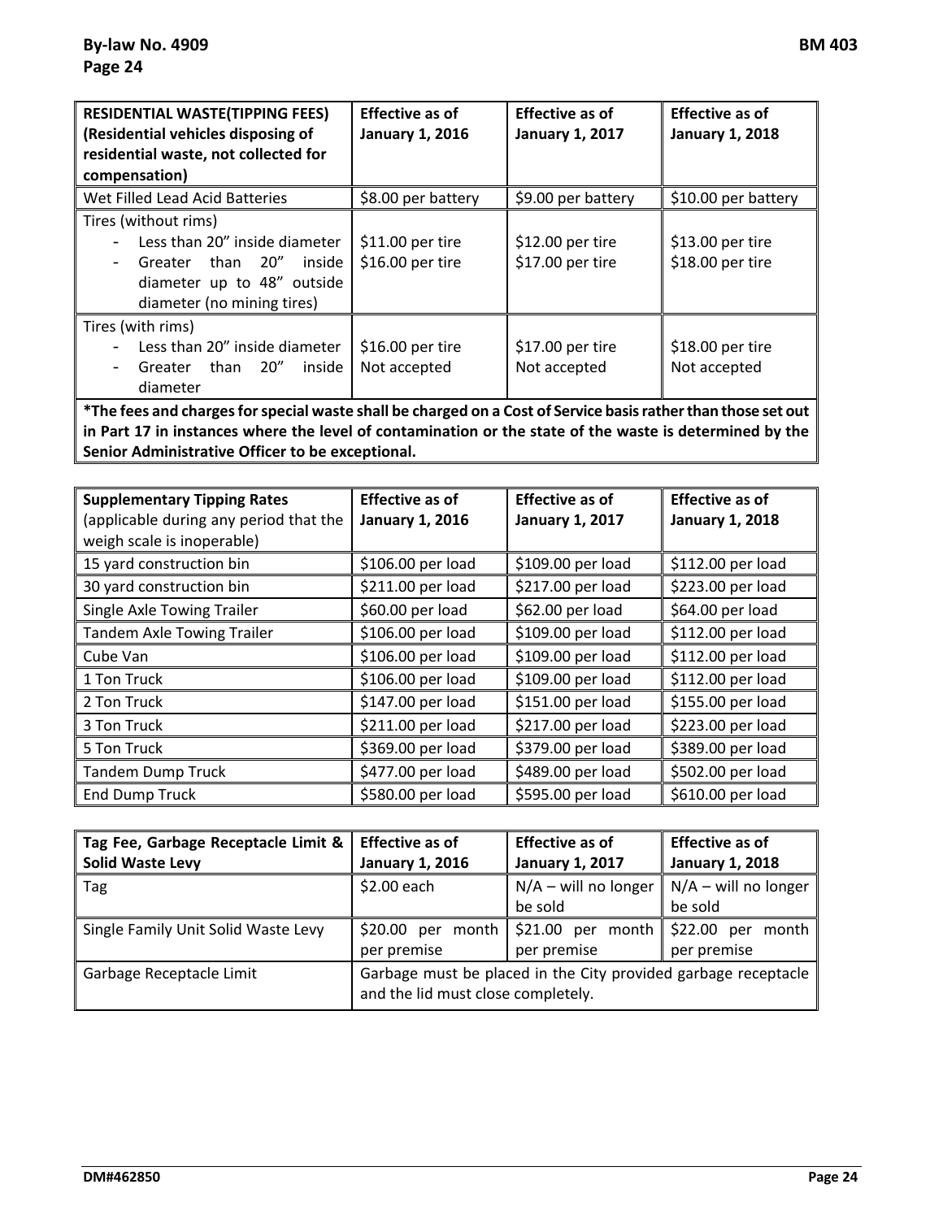| RESIDENTIAL WASTE(TIPPING FEES) (Residential vehicles disposing of residential waste, not collected for compensation) | Effective as of January 1, 2016 | Effective as of January 1, 2017 | Effective as of January 1, 2018 |
|---|---|---|---|
| Wet Filled Lead Acid Batteries | $8.00 per battery | $9.00 per battery | $10.00 per battery |
| Tires (without rims)<br>- Less than 20" inside diameter<br>- Greater than 20" inside diameter up to 48" outside diameter (no mining tires) | <br>$11.00 per tire<br>$16.00 per tire | <br>$12.00 per tire<br>$17.00 per tire | <br>$13.00 per tire<br>$18.00 per tire |
| Tires (with rims)<br>- Less than 20" inside diameter<br>- Greater than 20" inside diameter | <br>$16.00 per tire<br>Not accepted | <br>$17.00 per tire<br>Not accepted | <br>$18.00 per tire<br>Not accepted |

**\*The fees and charges for special waste shall be charged on a Cost of Service basis rather than those set out in Part 17 in instances where the level of contamination or the state of the waste is determined by the Senior Administrative Officer to be exceptional.**

| Supplementary Tipping Rates (applicable during any period that the weigh scale is inoperable) | Effective as of January 1, 2016 | Effective as of January 1, 2017 | Effective as of January 1, 2018 |
|---|---|---|---|
| 15 yard construction bin | $106.00 per load | $109.00 per load | $112.00 per load |
| 30 yard construction bin | $211.00 per load | $217.00 per load | $223.00 per load |
| Single Axle Towing Trailer | $60.00 per load | $62.00 per load | $64.00 per load |
| Tandem Axle Towing Trailer | $106.00 per load | $109.00 per load | $112.00 per load |
| Cube Van | $106.00 per load | $109.00 per load | $112.00 per load |
| 1 Ton Truck | $106.00 per load | $109.00 per load | $112.00 per load |
| 2 Ton Truck | $147.00 per load | $151.00 per load | $155.00 per load |
| 3 Ton Truck | $211.00 per load | $217.00 per load | $223.00 per load |
| 5 Ton Truck | $369.00 per load | $379.00 per load | $389.00 per load |
| Tandem Dump Truck | $477.00 per load | $489.00 per load | $502.00 per load |
| End Dump Truck | $580.00 per load | $595.00 per load | $610.00 per load |

| Tag Fee, Garbage Receptacle Limit & Solid Waste Levy | Effective as of January 1, 2016 | Effective as of January 1, 2017 | Effective as of January 1, 2018 |
|---|---|---|---|
| Tag | $2.00 each | N/A – will no longer be sold | N/A – will no longer be sold |
| Single Family Unit Solid Waste Levy | $20.00 per month per premise | $21.00 per month per premise | $22.00 per month per premise |
| Garbage Receptacle Limit | Garbage must be placed in the City provided garbage receptacle and the lid must close completely. | | |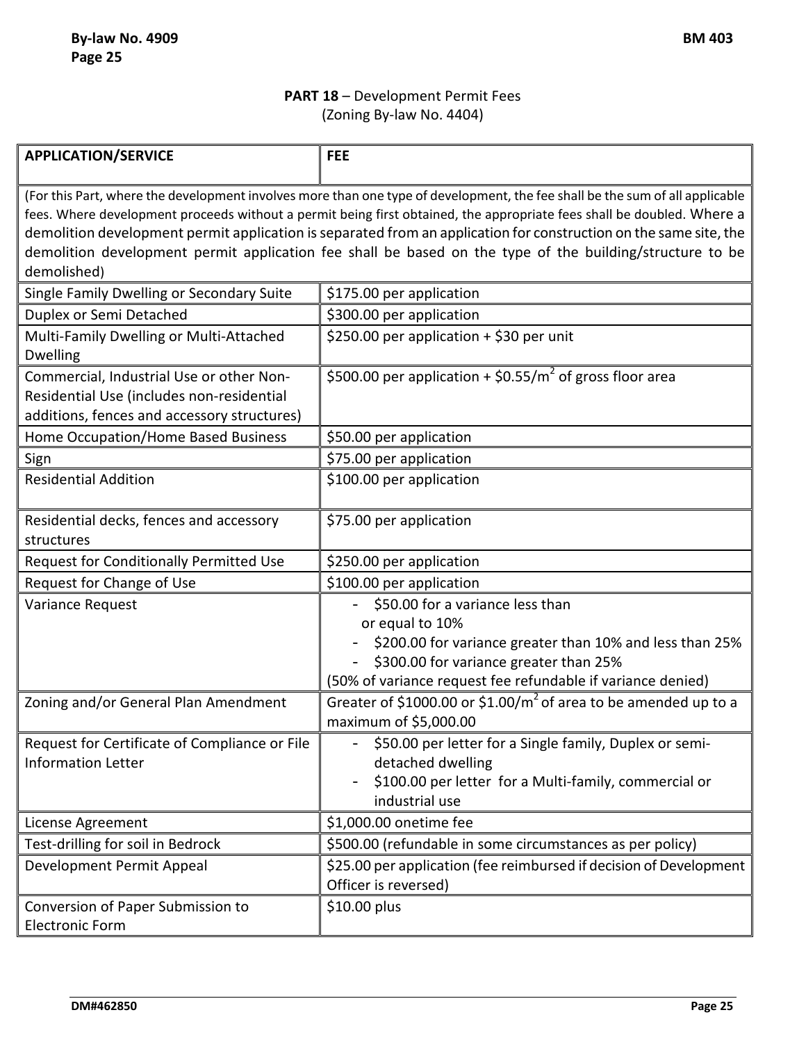**PART 18** – Development Permit Fees
(Zoning By-law No. 4404)

| **APPLICATION/SERVICE** | **FEE** |
|---|---|
| (For this Part, where the development involves more than one type of development, the fee shall be the sum of all applicable fees. Where development proceeds without a permit being first obtained, the appropriate fees shall be doubled. Where a demolition development permit application is separated from an application for construction on the same site, the demolition development permit application fee shall be based on the type of the building/structure to be demolished) | |
| Single Family Dwelling or Secondary Suite | \$175.00 per application |
| Duplex or Semi Detached | \$300.00 per application |
| Multi-Family Dwelling or Multi-Attached Dwelling | \$250.00 per application + \$30 per unit |
| Commercial, Industrial Use or other Non-Residential Use (includes non-residential additions, fences and accessory structures) | \$500.00 per application + \$0.55/$m^2$ of gross floor area |
| Home Occupation/Home Based Business | \$50.00 per application |
| Sign | \$75.00 per application |
| Residential Addition | \$100.00 per application |
| Residential decks, fences and accessory structures | \$75.00 per application |
| Request for Conditionally Permitted Use | \$250.00 per application |
| Request for Change of Use | \$100.00 per application |
| Variance Request | - \$50.00 for a variance less than or equal to 10%<br>- \$200.00 for variance greater than 10% and less than 25%<br>- \$300.00 for variance greater than 25%<br>(50% of variance request fee refundable if variance denied) |
| Zoning and/or General Plan Amendment | Greater of \$1000.00 or \$1.00/$m^2$ of area to be amended up to a maximum of \$5,000.00 |
| Request for Certificate of Compliance or File Information Letter | - \$50.00 per letter for a Single family, Duplex or semi-detached dwelling<br>- \$100.00 per letter for a Multi-family, commercial or industrial use |
| License Agreement | \$1,000.00 onetime fee |
| Test-drilling for soil in Bedrock | \$500.00 (refundable in some circumstances as per policy) |
| Development Permit Appeal | \$25.00 per application (fee reimbursed if decision of Development Officer is reversed) |
| Conversion of Paper Submission to Electronic Form | \$10.00 plus |